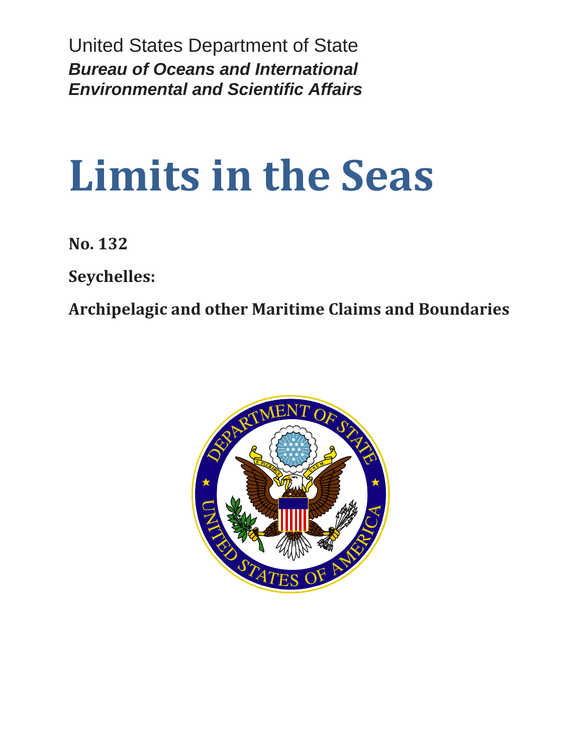United States Department of State

***Bureau of Oceans and International Environmental and Scientific Affairs***

# Limits in the Seas

**No. 132**

**Seychelles:**

**Archipelagic and other Maritime Claims and Boundaries**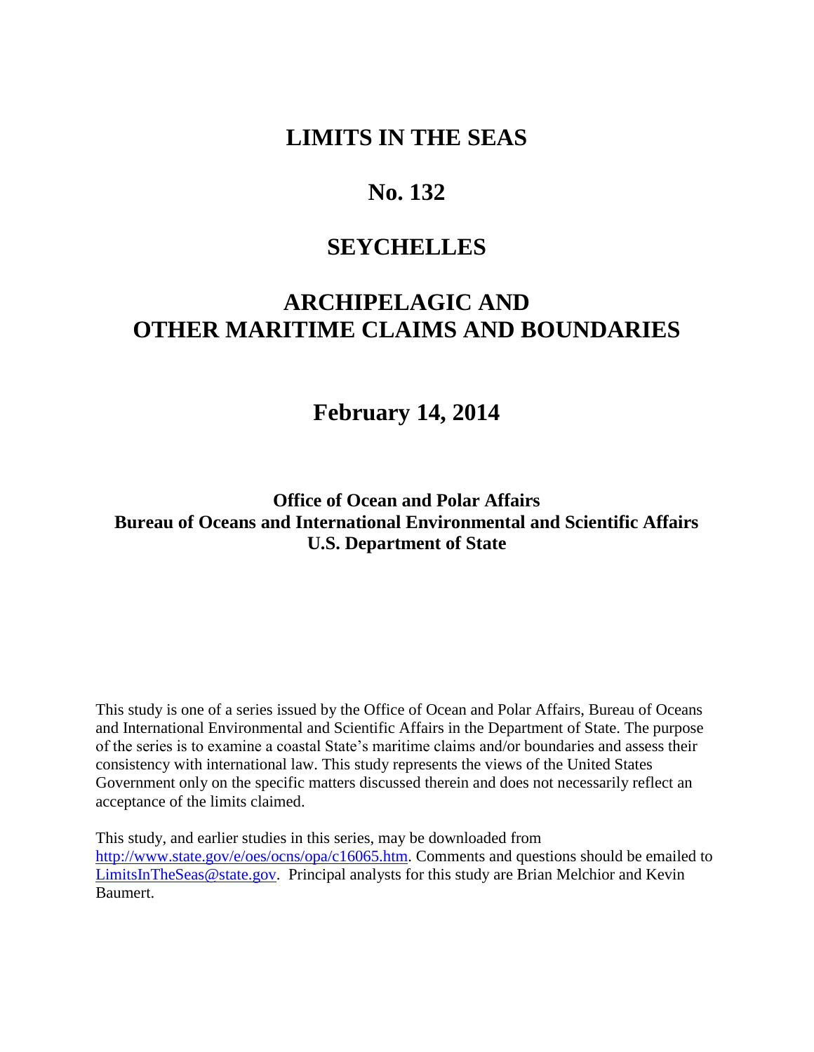# LIMITS IN THE SEAS

# No. 132

# SEYCHELLES

# ARCHIPELAGIC AND OTHER MARITIME CLAIMS AND BOUNDARIES

## February 14, 2014

**Office of Ocean and Polar Affairs**
**Bureau of Oceans and International Environmental and Scientific Affairs**
**U.S. Department of State**

This study is one of a series issued by the Office of Ocean and Polar Affairs, Bureau of Oceans and International Environmental and Scientific Affairs in the Department of State. The purpose of the series is to examine a coastal State's maritime claims and/or boundaries and assess their consistency with international law. This study represents the views of the United States Government only on the specific matters discussed therein and does not necessarily reflect an acceptance of the limits claimed.

This study, and earlier studies in this series, may be downloaded from [http://www.state.gov/e/oes/ocns/opa/c16065.htm](http://www.state.gov/e/oes/ocns/opa/c16065.htm). Comments and questions should be emailed to [LimitsInTheSeas@state.gov](mailto:LimitsInTheSeas@state.gov). Principal analysts for this study are Brian Melchior and Kevin Baumert.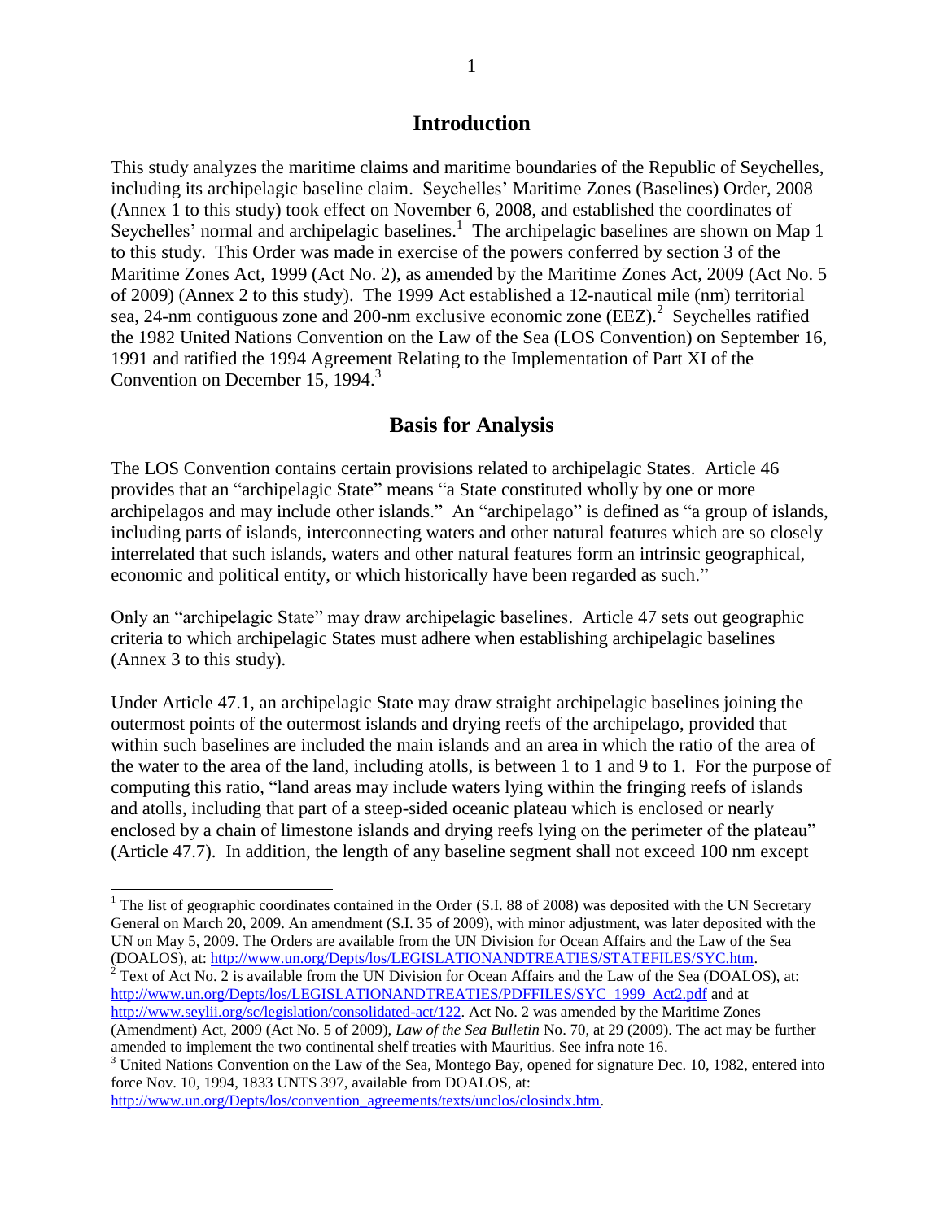## Introduction

This study analyzes the maritime claims and maritime boundaries of the Republic of Seychelles, including its archipelagic baseline claim. Seychelles' Maritime Zones (Baselines) Order, 2008 (Annex 1 to this study) took effect on November 6, 2008, and established the coordinates of Seychelles' normal and archipelagic baselines.[1] The archipelagic baselines are shown on Map 1 to this study. This Order was made in exercise of the powers conferred by section 3 of the Maritime Zones Act, 1999 (Act No. 2), as amended by the Maritime Zones Act, 2009 (Act No. 5 of 2009) (Annex 2 to this study). The 1999 Act established a 12-nautical mile (nm) territorial sea, 24-nm contiguous zone and 200-nm exclusive economic zone (EEZ).[2] Seychelles ratified the 1982 United Nations Convention on the Law of the Sea (LOS Convention) on September 16, 1991 and ratified the 1994 Agreement Relating to the Implementation of Part XI of the Convention on December 15, 1994.[3]

## Basis for Analysis

The LOS Convention contains certain provisions related to archipelagic States. Article 46 provides that an "archipelagic State" means "a State constituted wholly by one or more archipelagos and may include other islands." An "archipelago" is defined as "a group of islands, including parts of islands, interconnecting waters and other natural features which are so closely interrelated that such islands, waters and other natural features form an intrinsic geographical, economic and political entity, or which historically have been regarded as such."

Only an "archipelagic State" may draw archipelagic baselines. Article 47 sets out geographic criteria to which archipelagic States must adhere when establishing archipelagic baselines (Annex 3 to this study).

Under Article 47.1, an archipelagic State may draw straight archipelagic baselines joining the outermost points of the outermost islands and drying reefs of the archipelago, provided that within such baselines are included the main islands and an area in which the ratio of the area of the water to the area of the land, including atolls, is between 1 to 1 and 9 to 1. For the purpose of computing this ratio, "land areas may include waters lying within the fringing reefs of islands and atolls, including that part of a steep-sided oceanic plateau which is enclosed or nearly enclosed by a chain of limestone islands and drying reefs lying on the perimeter of the plateau" (Article 47.7). In addition, the length of any baseline segment shall not exceed 100 nm except

---

[1] The list of geographic coordinates contained in the Order (S.I. 88 of 2008) was deposited with the UN Secretary General on March 20, 2009. An amendment (S.I. 35 of 2009), with minor adjustment, was later deposited with the UN on May 5, 2009. The Orders are available from the UN Division for Ocean Affairs and the Law of the Sea (DOALOS), at: http://www.un.org/Depts/los/LEGISLATIONANDTREATIES/STATEFILES/SYC.htm.

[2] Text of Act No. 2 is available from the UN Division for Ocean Affairs and the Law of the Sea (DOALOS), at: http://www.un.org/Depts/los/LEGISLATIONANDTREATIES/PDFFILES/SYC_1999_Act2.pdf and at http://www.seylii.org/sc/legislation/consolidated-act/122. Act No. 2 was amended by the Maritime Zones (Amendment) Act, 2009 (Act No. 5 of 2009), *Law of the Sea Bulletin* No. 70, at 29 (2009). The act may be further amended to implement the two continental shelf treaties with Mauritius. See infra note 16.

[3] United Nations Convention on the Law of the Sea, Montego Bay, opened for signature Dec. 10, 1982, entered into force Nov. 10, 1994, 1833 UNTS 397, available from DOALOS, at: http://www.un.org/Depts/los/convention_agreements/texts/unclos/closindx.htm.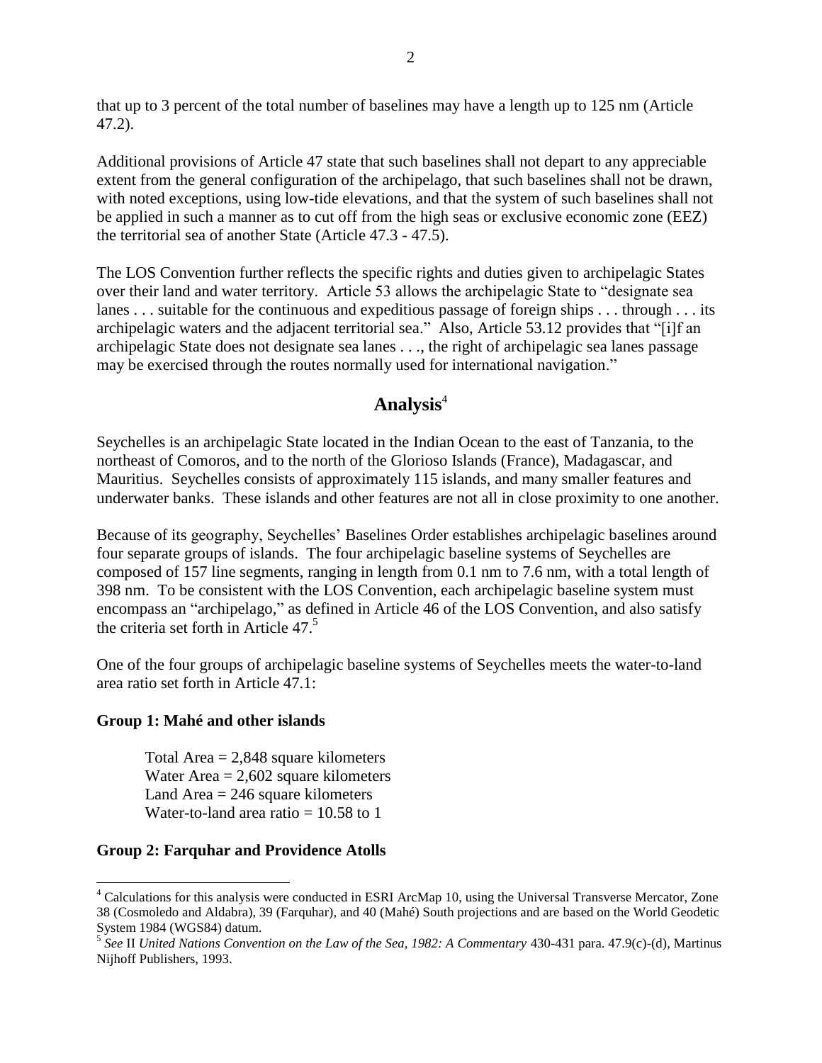that up to 3 percent of the total number of baselines may have a length up to 125 nm (Article 47.2).

Additional provisions of Article 47 state that such baselines shall not depart to any appreciable extent from the general configuration of the archipelago, that such baselines shall not be drawn, with noted exceptions, using low-tide elevations, and that the system of such baselines shall not be applied in such a manner as to cut off from the high seas or exclusive economic zone (EEZ) the territorial sea of another State (Article 47.3 - 47.5).

The LOS Convention further reflects the specific rights and duties given to archipelagic States over their land and water territory. Article 53 allows the archipelagic State to "designate sea lanes . . . suitable for the continuous and expeditious passage of foreign ships . . . through . . . its archipelagic waters and the adjacent territorial sea." Also, Article 53.12 provides that "[i]f an archipelagic State does not designate sea lanes . . ., the right of archipelagic sea lanes passage may be exercised through the routes normally used for international navigation."

## Analysis[4]

Seychelles is an archipelagic State located in the Indian Ocean to the east of Tanzania, to the northeast of Comoros, and to the north of the Glorioso Islands (France), Madagascar, and Mauritius. Seychelles consists of approximately 115 islands, and many smaller features and underwater banks. These islands and other features are not all in close proximity to one another.

Because of its geography, Seychelles' Baselines Order establishes archipelagic baselines around four separate groups of islands. The four archipelagic baseline systems of Seychelles are composed of 157 line segments, ranging in length from 0.1 nm to 7.6 nm, with a total length of 398 nm. To be consistent with the LOS Convention, each archipelagic baseline system must encompass an "archipelago," as defined in Article 46 of the LOS Convention, and also satisfy the criteria set forth in Article 47.[5]

One of the four groups of archipelagic baseline systems of Seychelles meets the water-to-land area ratio set forth in Article 47.1:

**Group 1: Mahé and other islands**

Total Area = 2,848 square kilometers
Water Area = 2,602 square kilometers
Land Area = 246 square kilometers
Water-to-land area ratio = 10.58 to 1

**Group 2: Farquhar and Providence Atolls**

---

[4] Calculations for this analysis were conducted in ESRI ArcMap 10, using the Universal Transverse Mercator, Zone 38 (Cosmoledo and Aldabra), 39 (Farquhar), and 40 (Mahé) South projections and are based on the World Geodetic System 1984 (WGS84) datum.

[5] *See* II *United Nations Convention on the Law of the Sea, 1982: A Commentary* 430-431 para. 47.9(c)-(d), Martinus Nijhoff Publishers, 1993.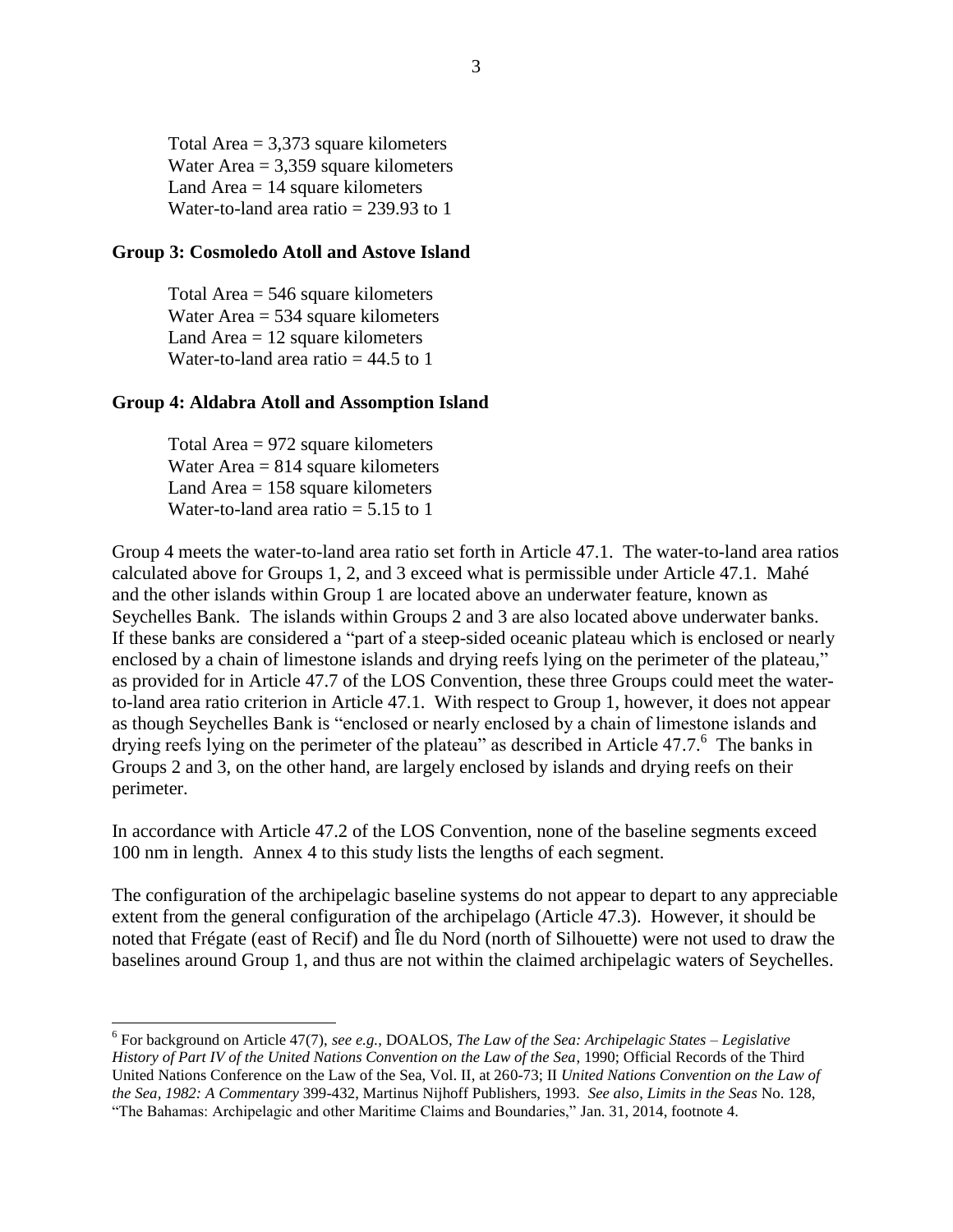Total Area = 3,373 square kilometers
Water Area = 3,359 square kilometers
Land Area = 14 square kilometers
Water-to-land area ratio = 239.93 to 1

**Group 3: Cosmoledo Atoll and Astove Island**

Total Area = 546 square kilometers
Water Area = 534 square kilometers
Land Area = 12 square kilometers
Water-to-land area ratio = 44.5 to 1

**Group 4: Aldabra Atoll and Assomption Island**

Total Area = 972 square kilometers
Water Area = 814 square kilometers
Land Area = 158 square kilometers
Water-to-land area ratio = 5.15 to 1

Group 4 meets the water-to-land area ratio set forth in Article 47.1. The water-to-land area ratios calculated above for Groups 1, 2, and 3 exceed what is permissible under Article 47.1. Mahé and the other islands within Group 1 are located above an underwater feature, known as Seychelles Bank. The islands within Groups 2 and 3 are also located above underwater banks. If these banks are considered a "part of a steep-sided oceanic plateau which is enclosed or nearly enclosed by a chain of limestone islands and drying reefs lying on the perimeter of the plateau," as provided for in Article 47.7 of the LOS Convention, these three Groups could meet the water-to-land area ratio criterion in Article 47.1. With respect to Group 1, however, it does not appear as though Seychelles Bank is "enclosed or nearly enclosed by a chain of limestone islands and drying reefs lying on the perimeter of the plateau" as described in Article 47.7.[6] The banks in Groups 2 and 3, on the other hand, are largely enclosed by islands and drying reefs on their perimeter.

In accordance with Article 47.2 of the LOS Convention, none of the baseline segments exceed 100 nm in length. Annex 4 to this study lists the lengths of each segment.

The configuration of the archipelagic baseline systems do not appear to depart to any appreciable extent from the general configuration of the archipelago (Article 47.3). However, it should be noted that Frégate (east of Recif) and Île du Nord (north of Silhouette) were not used to draw the baselines around Group 1, and thus are not within the claimed archipelagic waters of Seychelles.

[6] For background on Article 47(7), *see e.g.*, DOALOS, *The Law of the Sea: Archipelagic States – Legislative History of Part IV of the United Nations Convention on the Law of the Sea*, 1990; Official Records of the Third United Nations Conference on the Law of the Sea, Vol. II, at 260-73; II *United Nations Convention on the Law of the Sea, 1982: A Commentary* 399-432, Martinus Nijhoff Publishers, 1993. *See also*, *Limits in the Seas* No. 128, "The Bahamas: Archipelagic and other Maritime Claims and Boundaries," Jan. 31, 2014, footnote 4.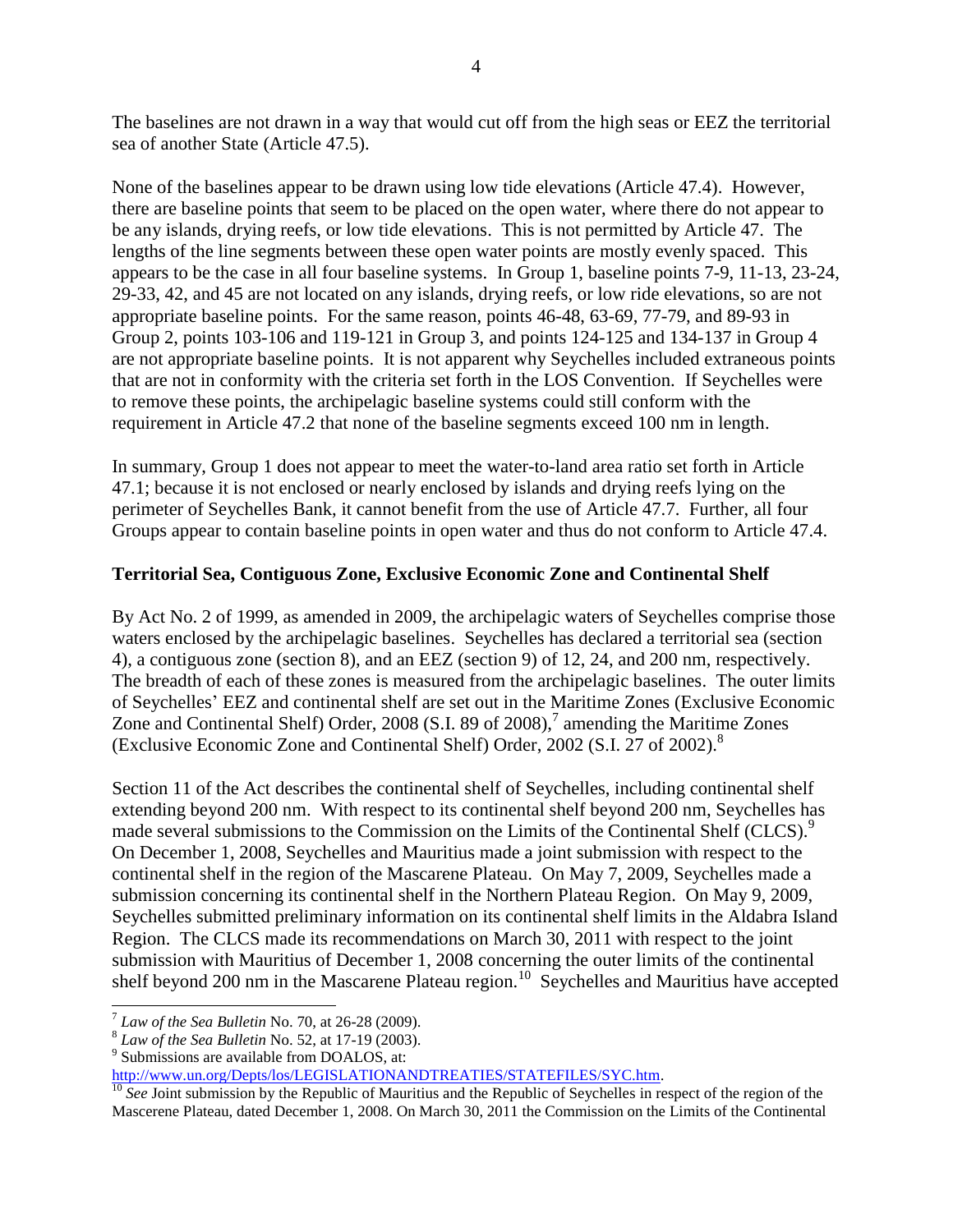The baselines are not drawn in a way that would cut off from the high seas or EEZ the territorial sea of another State (Article 47.5).

None of the baselines appear to be drawn using low tide elevations (Article 47.4). However, there are baseline points that seem to be placed on the open water, where there do not appear to be any islands, drying reefs, or low tide elevations. This is not permitted by Article 47. The lengths of the line segments between these open water points are mostly evenly spaced. This appears to be the case in all four baseline systems. In Group 1, baseline points 7-9, 11-13, 23-24, 29-33, 42, and 45 are not located on any islands, drying reefs, or low ride elevations, so are not appropriate baseline points. For the same reason, points 46-48, 63-69, 77-79, and 89-93 in Group 2, points 103-106 and 119-121 in Group 3, and points 124-125 and 134-137 in Group 4 are not appropriate baseline points. It is not apparent why Seychelles included extraneous points that are not in conformity with the criteria set forth in the LOS Convention. If Seychelles were to remove these points, the archipelagic baseline systems could still conform with the requirement in Article 47.2 that none of the baseline segments exceed 100 nm in length.

In summary, Group 1 does not appear to meet the water-to-land area ratio set forth in Article 47.1; because it is not enclosed or nearly enclosed by islands and drying reefs lying on the perimeter of Seychelles Bank, it cannot benefit from the use of Article 47.7. Further, all four Groups appear to contain baseline points in open water and thus do not conform to Article 47.4.

## Territorial Sea, Contiguous Zone, Exclusive Economic Zone and Continental Shelf

By Act No. 2 of 1999, as amended in 2009, the archipelagic waters of Seychelles comprise those waters enclosed by the archipelagic baselines. Seychelles has declared a territorial sea (section 4), a contiguous zone (section 8), and an EEZ (section 9) of 12, 24, and 200 nm, respectively. The breadth of each of these zones is measured from the archipelagic baselines. The outer limits of Seychelles' EEZ and continental shelf are set out in the Maritime Zones (Exclusive Economic Zone and Continental Shelf) Order, 2008 (S.I. 89 of 2008),[7] amending the Maritime Zones (Exclusive Economic Zone and Continental Shelf) Order, 2002 (S.I. 27 of 2002).[8]

Section 11 of the Act describes the continental shelf of Seychelles, including continental shelf extending beyond 200 nm. With respect to its continental shelf beyond 200 nm, Seychelles has made several submissions to the Commission on the Limits of the Continental Shelf (CLCS).[9] On December 1, 2008, Seychelles and Mauritius made a joint submission with respect to the continental shelf in the region of the Mascarene Plateau. On May 7, 2009, Seychelles made a submission concerning its continental shelf in the Northern Plateau Region. On May 9, 2009, Seychelles submitted preliminary information on its continental shelf limits in the Aldabra Island Region. The CLCS made its recommendations on March 30, 2011 with respect to the joint submission with Mauritius of December 1, 2008 concerning the outer limits of the continental shelf beyond 200 nm in the Mascarene Plateau region.[10] Seychelles and Mauritius have accepted

---

[7] *Law of the Sea Bulletin* No. 70, at 26-28 (2009).

[8] *Law of the Sea Bulletin* No. 52, at 17-19 (2003).

[9] Submissions are available from DOALOS, at: http://www.un.org/Depts/los/LEGISLATIONANDTREATIES/STATEFILES/SYC.htm.

[10] *See* Joint submission by the Republic of Mauritius and the Republic of Seychelles in respect of the region of the Mascerene Plateau, dated December 1, 2008. On March 30, 2011 the Commission on the Limits of the Continental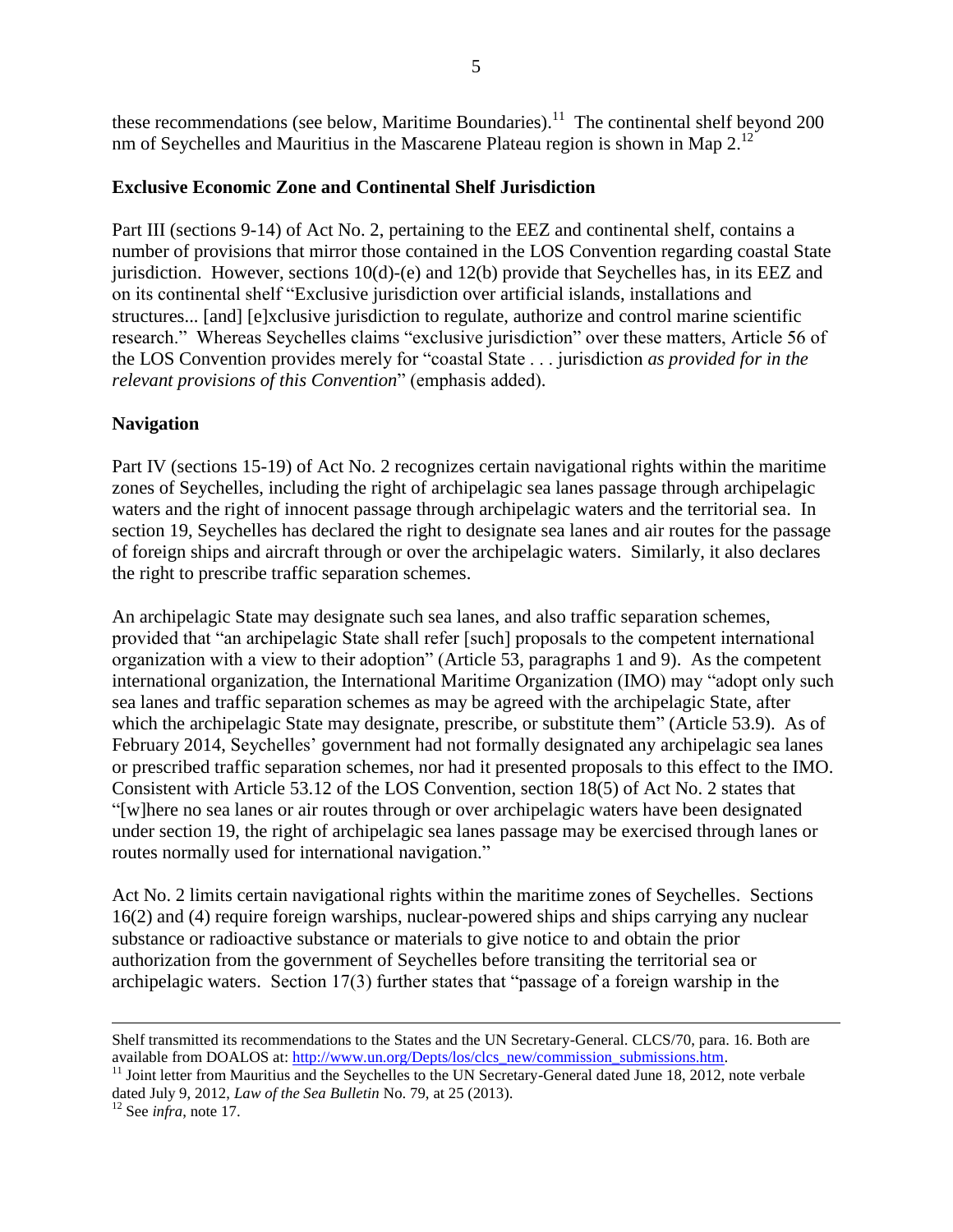these recommendations (see below, Maritime Boundaries).[11] The continental shelf beyond 200 nm of Seychelles and Mauritius in the Mascarene Plateau region is shown in Map 2.[12]

**Exclusive Economic Zone and Continental Shelf Jurisdiction**

Part III (sections 9-14) of Act No. 2, pertaining to the EEZ and continental shelf, contains a number of provisions that mirror those contained in the LOS Convention regarding coastal State jurisdiction. However, sections 10(d)-(e) and 12(b) provide that Seychelles has, in its EEZ and on its continental shelf "Exclusive jurisdiction over artificial islands, installations and structures... [and] [e]xclusive jurisdiction to regulate, authorize and control marine scientific research." Whereas Seychelles claims "exclusive jurisdiction" over these matters, Article 56 of the LOS Convention provides merely for "coastal State . . . jurisdiction *as provided for in the relevant provisions of this Convention*" (emphasis added).

**Navigation**

Part IV (sections 15-19) of Act No. 2 recognizes certain navigational rights within the maritime zones of Seychelles, including the right of archipelagic sea lanes passage through archipelagic waters and the right of innocent passage through archipelagic waters and the territorial sea. In section 19, Seychelles has declared the right to designate sea lanes and air routes for the passage of foreign ships and aircraft through or over the archipelagic waters. Similarly, it also declares the right to prescribe traffic separation schemes.

An archipelagic State may designate such sea lanes, and also traffic separation schemes, provided that "an archipelagic State shall refer [such] proposals to the competent international organization with a view to their adoption" (Article 53, paragraphs 1 and 9). As the competent international organization, the International Maritime Organization (IMO) may "adopt only such sea lanes and traffic separation schemes as may be agreed with the archipelagic State, after which the archipelagic State may designate, prescribe, or substitute them" (Article 53.9). As of February 2014, Seychelles' government had not formally designated any archipelagic sea lanes or prescribed traffic separation schemes, nor had it presented proposals to this effect to the IMO. Consistent with Article 53.12 of the LOS Convention, section 18(5) of Act No. 2 states that "[w]here no sea lanes or air routes through or over archipelagic waters have been designated under section 19, the right of archipelagic sea lanes passage may be exercised through lanes or routes normally used for international navigation."

Act No. 2 limits certain navigational rights within the maritime zones of Seychelles. Sections 16(2) and (4) require foreign warships, nuclear-powered ships and ships carrying any nuclear substance or radioactive substance or materials to give notice to and obtain the prior authorization from the government of Seychelles before transiting the territorial sea or archipelagic waters. Section 17(3) further states that "passage of a foreign warship in the

---

Shelf transmitted its recommendations to the States and the UN Secretary-General. CLCS/70, para. 16. Both are available from DOALOS at: http://www.un.org/Depts/los/clcs_new/commission_submissions.htm.

[11] Joint letter from Mauritius and the Seychelles to the UN Secretary-General dated June 18, 2012, note verbale dated July 9, 2012, *Law of the Sea Bulletin* No. 79, at 25 (2013).

[12] See *infra*, note 17.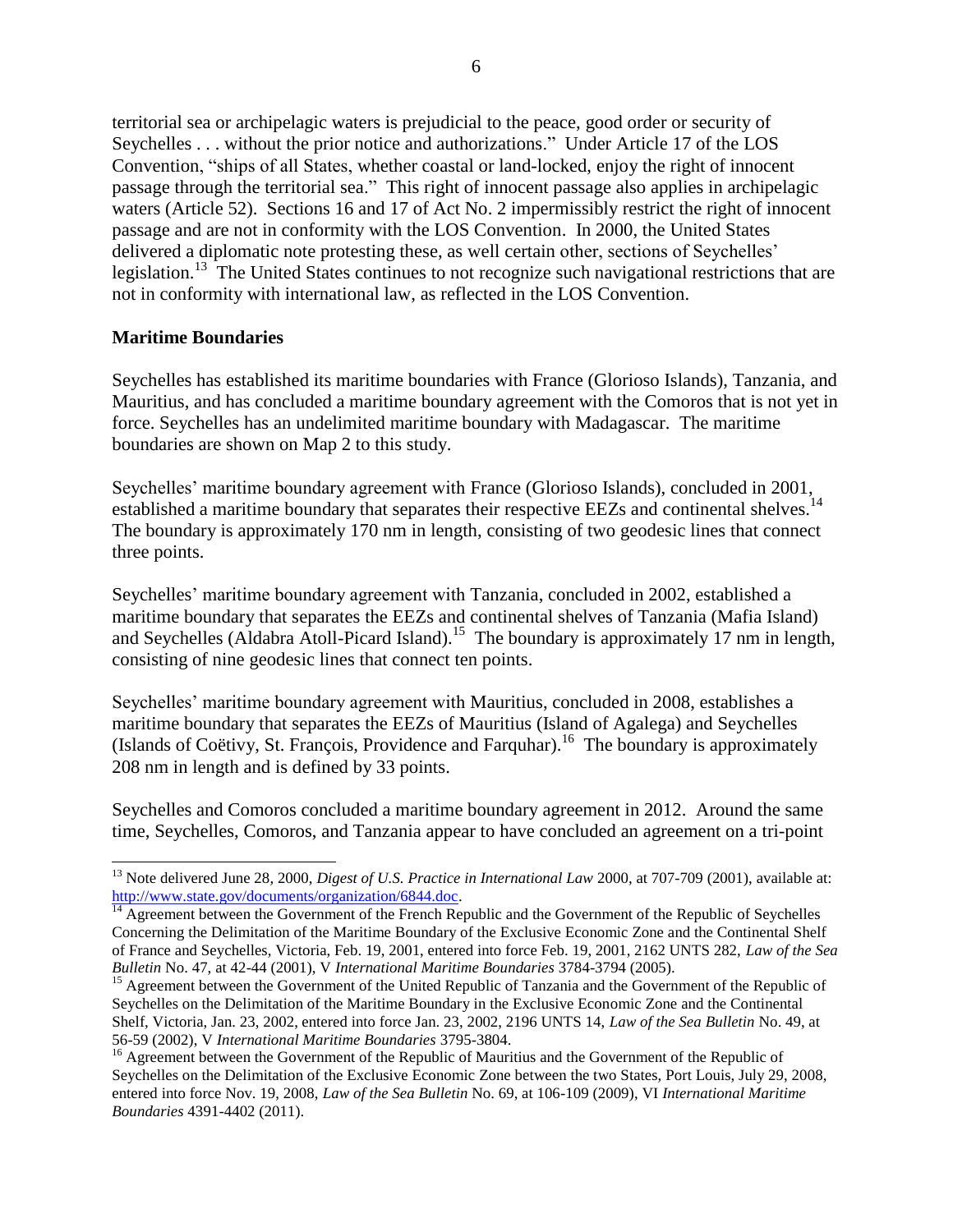territorial sea or archipelagic waters is prejudicial to the peace, good order or security of Seychelles . . . without the prior notice and authorizations." Under Article 17 of the LOS Convention, "ships of all States, whether coastal or land-locked, enjoy the right of innocent passage through the territorial sea." This right of innocent passage also applies in archipelagic waters (Article 52). Sections 16 and 17 of Act No. 2 impermissibly restrict the right of innocent passage and are not in conformity with the LOS Convention. In 2000, the United States delivered a diplomatic note protesting these, as well certain other, sections of Seychelles' legislation.[13] The United States continues to not recognize such navigational restrictions that are not in conformity with international law, as reflected in the LOS Convention.

**Maritime Boundaries**

Seychelles has established its maritime boundaries with France (Glorioso Islands), Tanzania, and Mauritius, and has concluded a maritime boundary agreement with the Comoros that is not yet in force. Seychelles has an undelimited maritime boundary with Madagascar. The maritime boundaries are shown on Map 2 to this study.

Seychelles' maritime boundary agreement with France (Glorioso Islands), concluded in 2001, established a maritime boundary that separates their respective EEZs and continental shelves.[14] The boundary is approximately 170 nm in length, consisting of two geodesic lines that connect three points.

Seychelles' maritime boundary agreement with Tanzania, concluded in 2002, established a maritime boundary that separates the EEZs and continental shelves of Tanzania (Mafia Island) and Seychelles (Aldabra Atoll-Picard Island).[15] The boundary is approximately 17 nm in length, consisting of nine geodesic lines that connect ten points.

Seychelles' maritime boundary agreement with Mauritius, concluded in 2008, establishes a maritime boundary that separates the EEZs of Mauritius (Island of Agalega) and Seychelles (Islands of Coëtivy, St. François, Providence and Farquhar).[16] The boundary is approximately 208 nm in length and is defined by 33 points.

Seychelles and Comoros concluded a maritime boundary agreement in 2012. Around the same time, Seychelles, Comoros, and Tanzania appear to have concluded an agreement on a tri-point

---

[13] Note delivered June 28, 2000, *Digest of U.S. Practice in International Law* 2000, at 707-709 (2001), available at: http://www.state.gov/documents/organization/6844.doc.

[14] Agreement between the Government of the French Republic and the Government of the Republic of Seychelles Concerning the Delimitation of the Maritime Boundary of the Exclusive Economic Zone and the Continental Shelf of France and Seychelles, Victoria, Feb. 19, 2001, entered into force Feb. 19, 2001, 2162 UNTS 282, *Law of the Sea Bulletin* No. 47, at 42-44 (2001), V *International Maritime Boundaries* 3784-3794 (2005).

[15] Agreement between the Government of the United Republic of Tanzania and the Government of the Republic of Seychelles on the Delimitation of the Maritime Boundary in the Exclusive Economic Zone and the Continental Shelf, Victoria, Jan. 23, 2002, entered into force Jan. 23, 2002, 2196 UNTS 14, *Law of the Sea Bulletin* No. 49, at 56-59 (2002), V *International Maritime Boundaries* 3795-3804.

[16] Agreement between the Government of the Republic of Mauritius and the Government of the Republic of Seychelles on the Delimitation of the Exclusive Economic Zone between the two States, Port Louis, July 29, 2008, entered into force Nov. 19, 2008, *Law of the Sea Bulletin* No. 69, at 106-109 (2009), VI *International Maritime Boundaries* 4391-4402 (2011).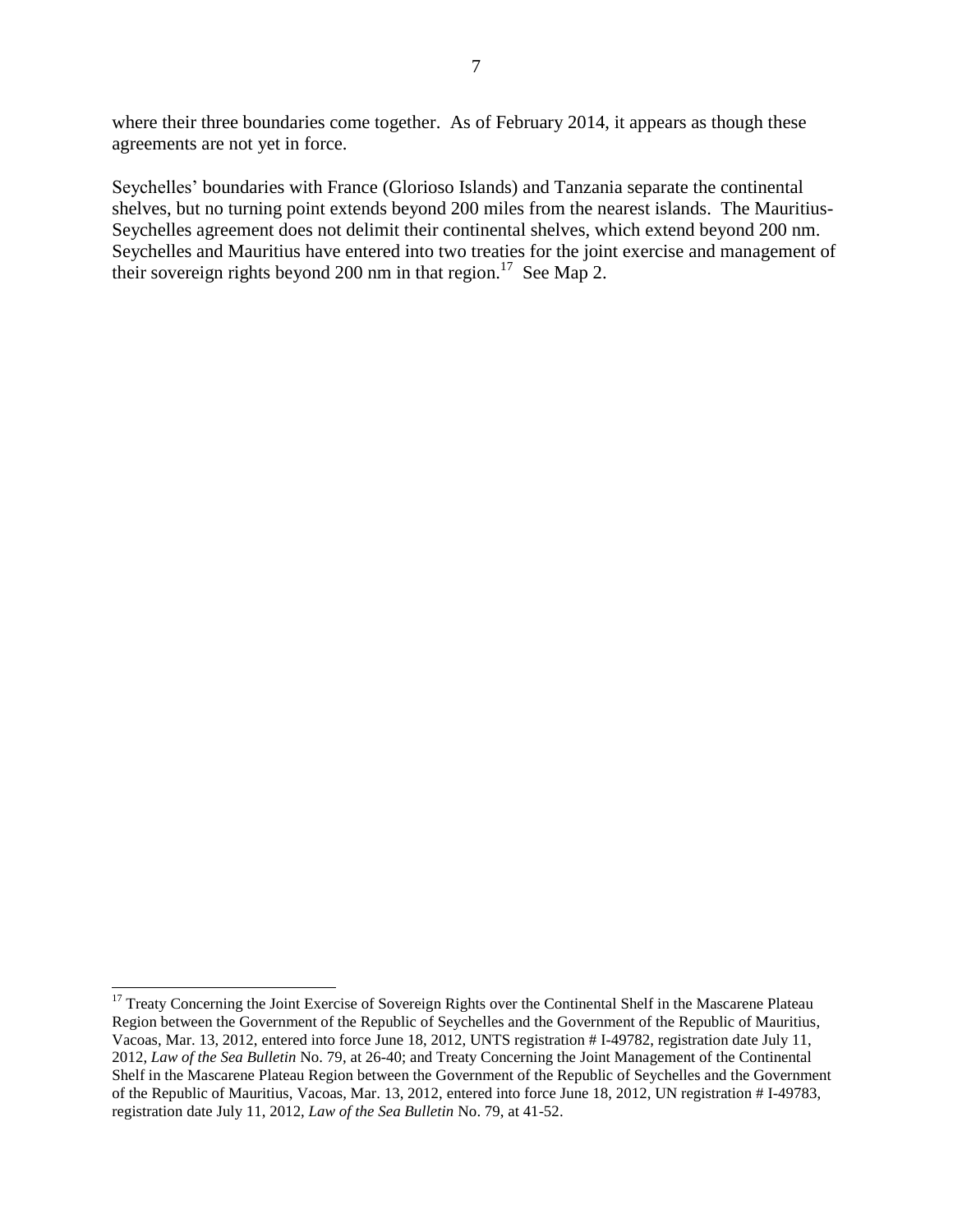where their three boundaries come together. As of February 2014, it appears as though these agreements are not yet in force.

Seychelles' boundaries with France (Glorioso Islands) and Tanzania separate the continental shelves, but no turning point extends beyond 200 miles from the nearest islands. The Mauritius-Seychelles agreement does not delimit their continental shelves, which extend beyond 200 nm. Seychelles and Mauritius have entered into two treaties for the joint exercise and management of their sovereign rights beyond 200 nm in that region.[17] See Map 2.

---

[17] Treaty Concerning the Joint Exercise of Sovereign Rights over the Continental Shelf in the Mascarene Plateau Region between the Government of the Republic of Seychelles and the Government of the Republic of Mauritius, Vacoas, Mar. 13, 2012, entered into force June 18, 2012, UNTS registration # I-49782, registration date July 11, 2012, *Law of the Sea Bulletin* No. 79, at 26-40; and Treaty Concerning the Joint Management of the Continental Shelf in the Mascarene Plateau Region between the Government of the Republic of Seychelles and the Government of the Republic of Mauritius, Vacoas, Mar. 13, 2012, entered into force June 18, 2012, UN registration # I-49783, registration date July 11, 2012, *Law of the Sea Bulletin* No. 79, at 41-52.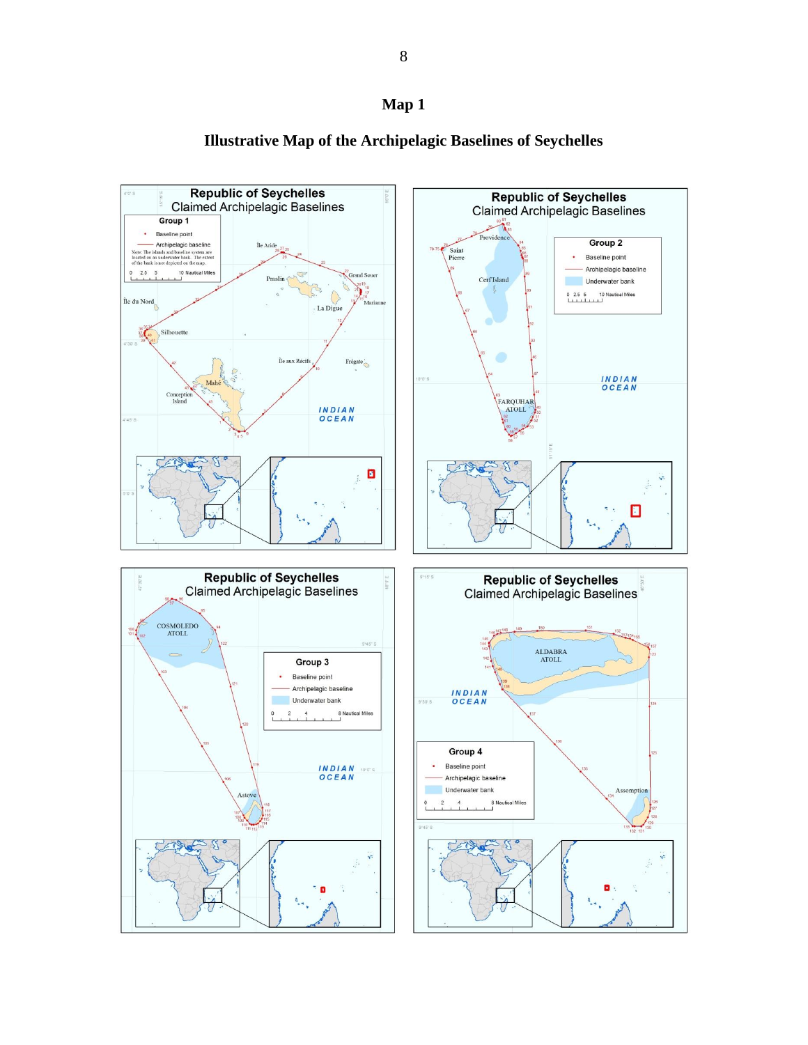# Map 1

## Illustrative Map of the Archipelagic Baselines of Seychelles

Republic of Seychelles
Claimed Archipelagic Baselines

Group 1

Baseline point

Archipelagic baseline

Note: The islands and baseline system are located on an underwater bank. The extent of the bank is not depicted on the map.

0 2.5 5 10 Nautical Miles

Île Aride

Praslin

Grand Soeur

Marianne

La Digue

Île du Nord

Silhouette

Île aux Récifs

Frégate

Mahé

Conception Island

INDIAN OCEAN

Republic of Seychelles
Claimed Archipelagic Baselines

Group 2

Baseline point

Archipelagic baseline

Underwater bank

0 2.5 5 10 Nautical Miles

Providence

Saint Pierre

Cerf Island

FARQUHAR ATOLL

INDIAN OCEAN

Republic of Seychelles
Claimed Archipelagic Baselines

Group 3

Baseline point

Archipelagic baseline

Underwater bank

0 2 4 8 Nautical Miles

COSMOLEDO ATOLL

Astove

INDIAN OCEAN

Republic of Seychelles
Claimed Archipelagic Baselines

Group 4

Baseline point

Archipelagic baseline

Underwater bank

0 2 4 8 Nautical Miles

ALDABRA ATOLL

Assumption

INDIAN OCEAN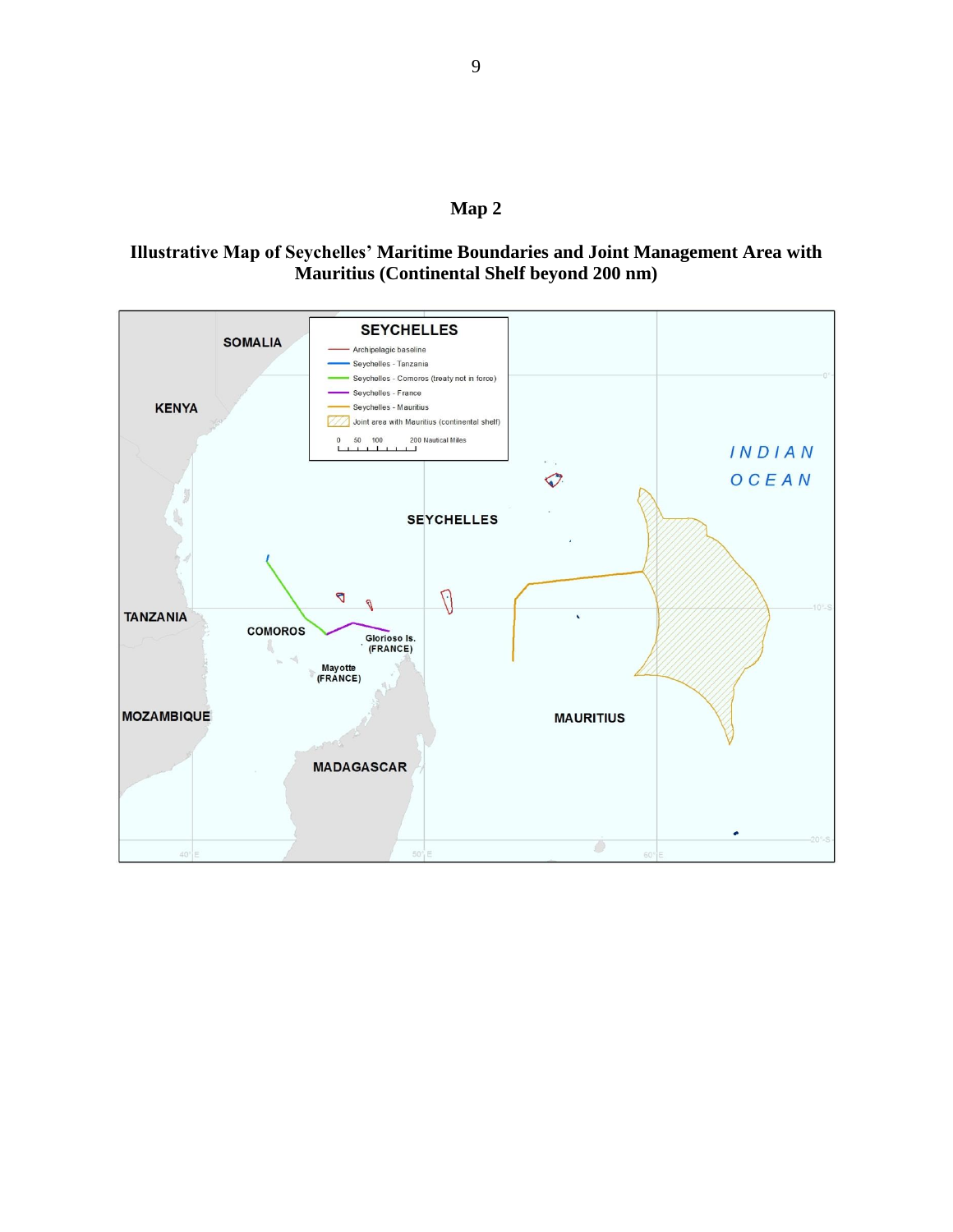**Map 2**

**Illustrative Map of Seychelles' Maritime Boundaries and Joint Management Area with Mauritius (Continental Shelf beyond 200 nm)**

SEYCHELLES

Archipelagic baseline

Seychelles - Tanzania

Seychelles - Comoros (treaty not in force)

Seychelles - France

Seychelles - Mauritius

Joint area with Mauritius (continental shelf)

0 50 100 200 Nautical Miles

SOMALIA

KENYA

TANZANIA

COMOROS

MOZAMBIQUE

Mayotte (FRANCE)

Glorioso Is. (FRANCE)

MADAGASCAR

SEYCHELLES

MAURITIUS

INDIAN OCEAN

0°

10°S

20°S

40°E

50°E

60°E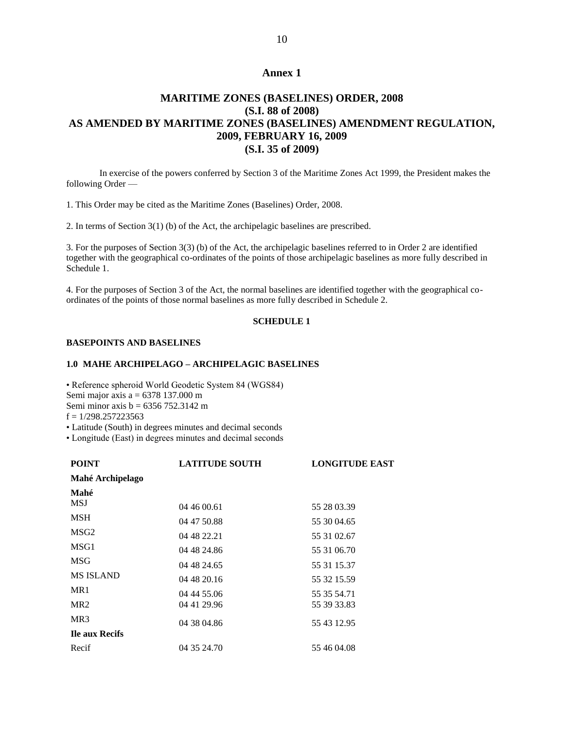## Annex 1

# MARITIME ZONES (BASELINES) ORDER, 2008
# (S.I. 88 of 2008)
# AS AMENDED BY MARITIME ZONES (BASELINES) AMENDMENT REGULATION, 2009, FEBRUARY 16, 2009
# (S.I. 35 of 2009)

In exercise of the powers conferred by Section 3 of the Maritime Zones Act 1999, the President makes the following Order —

1. This Order may be cited as the Maritime Zones (Baselines) Order, 2008.

2. In terms of Section 3(1) (b) of the Act, the archipelagic baselines are prescribed.

3. For the purposes of Section 3(3) (b) of the Act, the archipelagic baselines referred to in Order 2 are identified together with the geographical co-ordinates of the points of those archipelagic baselines as more fully described in Schedule 1.

4. For the purposes of Section 3 of the Act, the normal baselines are identified together with the geographical co-ordinates of the points of those normal baselines as more fully described in Schedule 2.

### SCHEDULE 1

**BASEPOINTS AND BASELINES**

**1.0 MAHE ARCHIPELAGO – ARCHIPELAGIC BASELINES**

• Reference spheroid World Geodetic System 84 (WGS84)
Semi major axis a = 6378 137.000 m
Semi minor axis b = 6356 752.3142 m
f = 1/298.257223563
• Latitude (South) in degrees minutes and decimal seconds
• Longitude (East) in degrees minutes and decimal seconds

| POINT | LATITUDE SOUTH | LONGITUDE EAST |
|---|---|---|
| **Mahé Archipelago** | | |
| **Mahé** | | |
| MSJ | 04 46 00.61 | 55 28 03.39 |
| MSH | 04 47 50.88 | 55 30 04.65 |
| MSG2 | 04 48 22.21 | 55 31 02.67 |
| MSG1 | 04 48 24.86 | 55 31 06.70 |
| MSG | 04 48 24.65 | 55 31 15.37 |
| MS ISLAND | 04 48 20.16 | 55 32 15.59 |
| MR1 | 04 44 55.06 | 55 35 54.71 |
| MR2 | 04 41 29.96 | 55 39 33.83 |
| MR3 | 04 38 04.86 | 55 43 12.95 |
| **Ile aux Recifs** | | |
| Recif | 04 35 24.70 | 55 46 04.08 |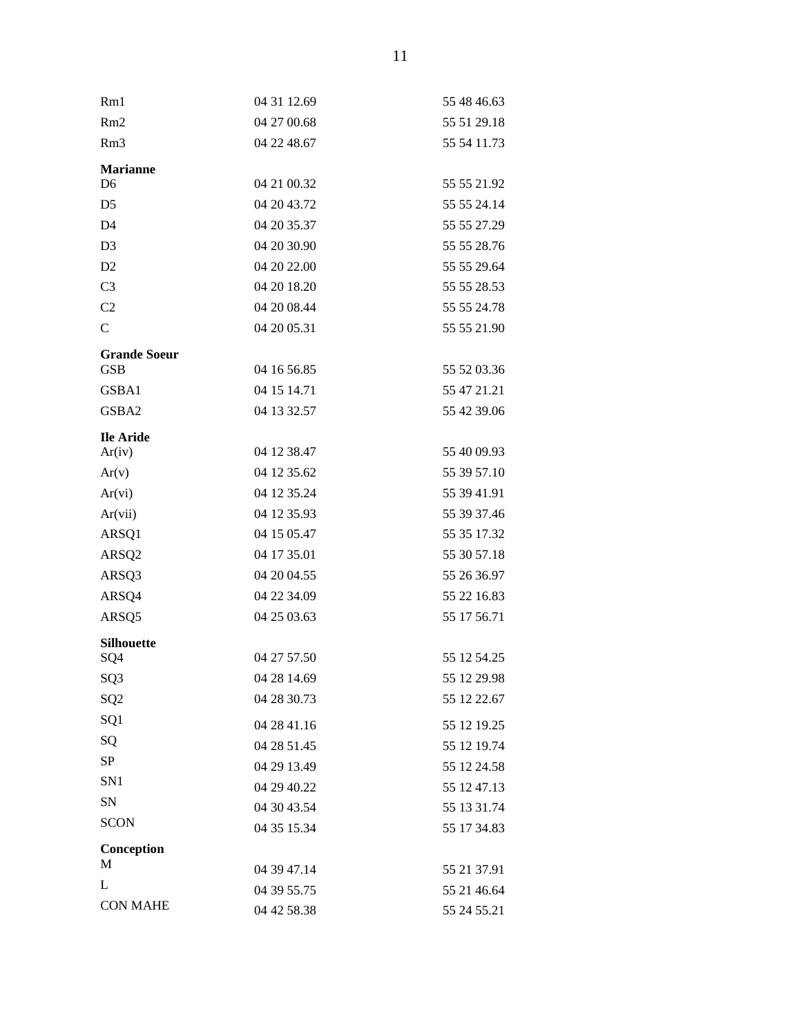| | | |
|---|---|---|
| Rm1 | 04 31 12.69 | 55 48 46.63 |
| Rm2 | 04 27 00.68 | 55 51 29.18 |
| Rm3 | 04 22 48.67 | 55 54 11.73 |
| **Marianne** | | |
| D6 | 04 21 00.32 | 55 55 21.92 |
| D5 | 04 20 43.72 | 55 55 24.14 |
| D4 | 04 20 35.37 | 55 55 27.29 |
| D3 | 04 20 30.90 | 55 55 28.76 |
| D2 | 04 20 22.00 | 55 55 29.64 |
| C3 | 04 20 18.20 | 55 55 28.53 |
| C2 | 04 20 08.44 | 55 55 24.78 |
| C | 04 20 05.31 | 55 55 21.90 |
| **Grande Soeur** | | |
| GSB | 04 16 56.85 | 55 52 03.36 |
| GSBA1 | 04 15 14.71 | 55 47 21.21 |
| GSBA2 | 04 13 32.57 | 55 42 39.06 |
| **Ile Aride** | | |
| Ar(iv) | 04 12 38.47 | 55 40 09.93 |
| Ar(v) | 04 12 35.62 | 55 39 57.10 |
| Ar(vi) | 04 12 35.24 | 55 39 41.91 |
| Ar(vii) | 04 12 35.93 | 55 39 37.46 |
| ARSQ1 | 04 15 05.47 | 55 35 17.32 |
| ARSQ2 | 04 17 35.01 | 55 30 57.18 |
| ARSQ3 | 04 20 04.55 | 55 26 36.97 |
| ARSQ4 | 04 22 34.09 | 55 22 16.83 |
| ARSQ5 | 04 25 03.63 | 55 17 56.71 |
| **Silhouette** | | |
| SQ4 | 04 27 57.50 | 55 12 54.25 |
| SQ3 | 04 28 14.69 | 55 12 29.98 |
| SQ2 | 04 28 30.73 | 55 12 22.67 |
| SQ1 | 04 28 41.16 | 55 12 19.25 |
| SQ | 04 28 51.45 | 55 12 19.74 |
| SP | 04 29 13.49 | 55 12 24.58 |
| SN1 | 04 29 40.22 | 55 12 47.13 |
| SN | 04 30 43.54 | 55 13 31.74 |
| SCON | 04 35 15.34 | 55 17 34.83 |
| **Conception** | | |
| M | 04 39 47.14 | 55 21 37.91 |
| L | 04 39 55.75 | 55 21 46.64 |
| CON MAHE | 04 42 58.38 | 55 24 55.21 |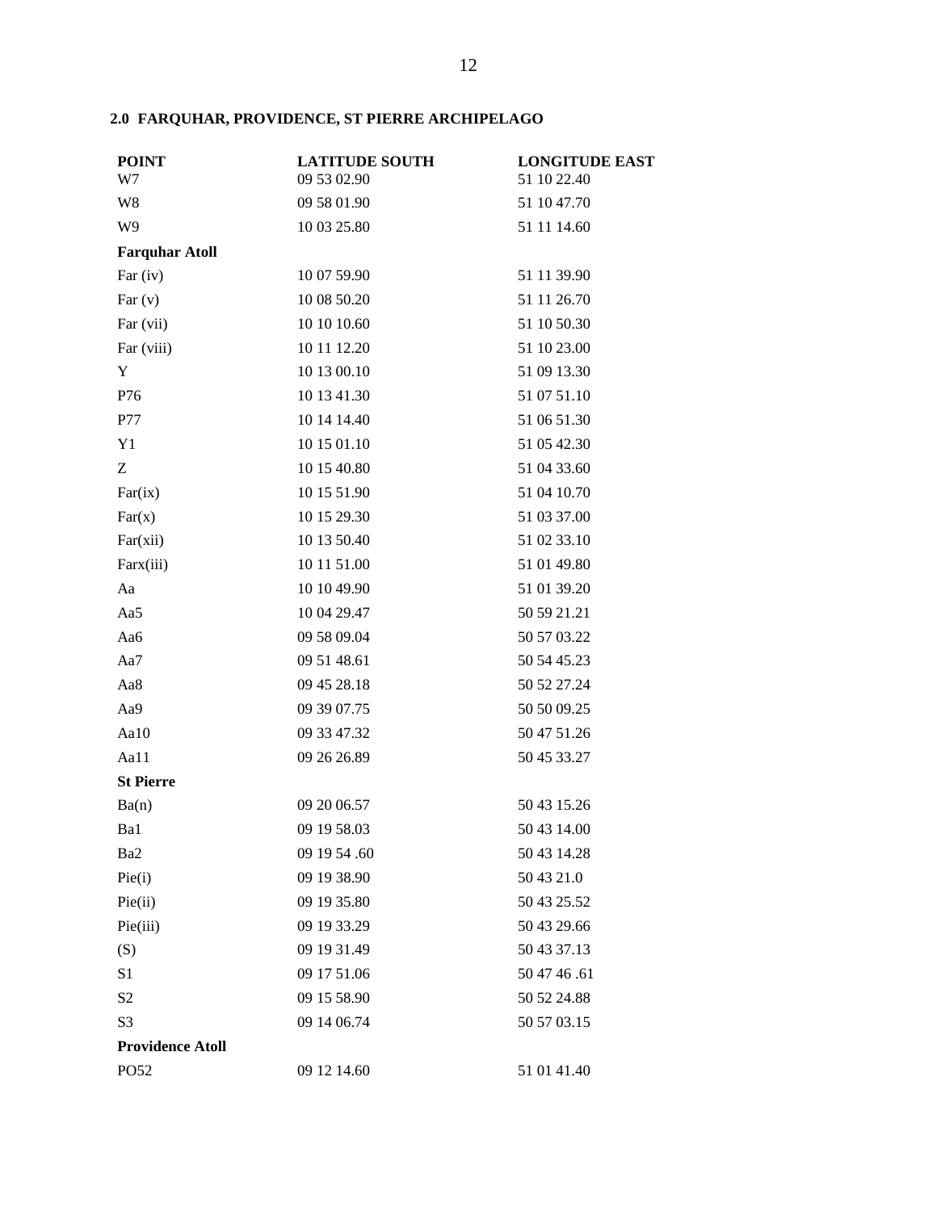## 2.0 FARQUHAR, PROVIDENCE, ST PIERRE ARCHIPELAGO

| POINT | LATITUDE SOUTH | LONGITUDE EAST |
|---|---|---|
| W7 | 09 53 02.90 | 51 10 22.40 |
| W8 | 09 58 01.90 | 51 10 47.70 |
| W9 | 10 03 25.80 | 51 11 14.60 |
| **Farquhar Atoll** | | |
| Far (iv) | 10 07 59.90 | 51 11 39.90 |
| Far (v) | 10 08 50.20 | 51 11 26.70 |
| Far (vii) | 10 10 10.60 | 51 10 50.30 |
| Far (viii) | 10 11 12.20 | 51 10 23.00 |
| Y | 10 13 00.10 | 51 09 13.30 |
| P76 | 10 13 41.30 | 51 07 51.10 |
| P77 | 10 14 14.40 | 51 06 51.30 |
| Y1 | 10 15 01.10 | 51 05 42.30 |
| Z | 10 15 40.80 | 51 04 33.60 |
| Far(ix) | 10 15 51.90 | 51 04 10.70 |
| Far(x) | 10 15 29.30 | 51 03 37.00 |
| Far(xii) | 10 13 50.40 | 51 02 33.10 |
| Farx(iii) | 10 11 51.00 | 51 01 49.80 |
| Aa | 10 10 49.90 | 51 01 39.20 |
| Aa5 | 10 04 29.47 | 50 59 21.21 |
| Aa6 | 09 58 09.04 | 50 57 03.22 |
| Aa7 | 09 51 48.61 | 50 54 45.23 |
| Aa8 | 09 45 28.18 | 50 52 27.24 |
| Aa9 | 09 39 07.75 | 50 50 09.25 |
| Aa10 | 09 33 47.32 | 50 47 51.26 |
| Aa11 | 09 26 26.89 | 50 45 33.27 |
| **St Pierre** | | |
| Ba(n) | 09 20 06.57 | 50 43 15.26 |
| Ba1 | 09 19 58.03 | 50 43 14.00 |
| Ba2 | 09 19 54 .60 | 50 43 14.28 |
| Pie(i) | 09 19 38.90 | 50 43 21.0 |
| Pie(ii) | 09 19 35.80 | 50 43 25.52 |
| Pie(iii) | 09 19 33.29 | 50 43 29.66 |
| (S) | 09 19 31.49 | 50 43 37.13 |
| S1 | 09 17 51.06 | 50 47 46 .61 |
| S2 | 09 15 58.90 | 50 52 24.88 |
| S3 | 09 14 06.74 | 50 57 03.15 |
| **Providence Atoll** | | |
| PO52 | 09 12 14.60 | 51 01 41.40 |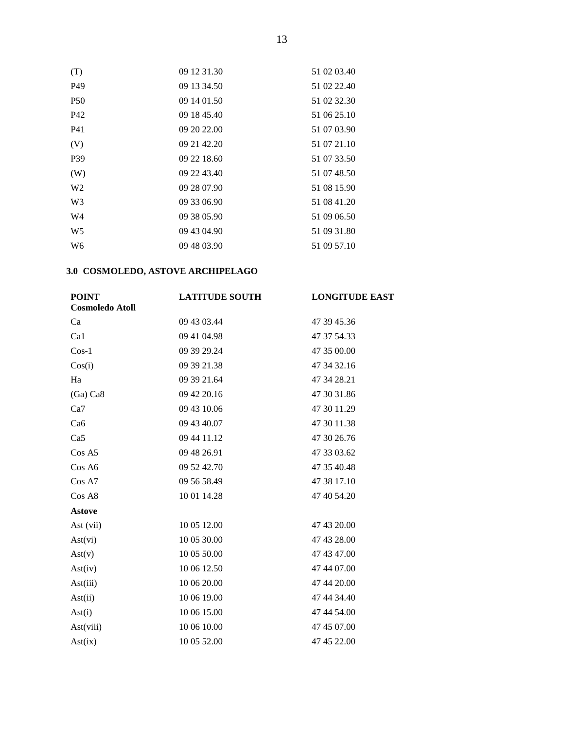| | | |
|---|---|---|
| (T) | 09 12 31.30 | 51 02 03.40 |
| P49 | 09 13 34.50 | 51 02 22.40 |
| P50 | 09 14 01.50 | 51 02 32.30 |
| P42 | 09 18 45.40 | 51 06 25.10 |
| P41 | 09 20 22.00 | 51 07 03.90 |
| (V) | 09 21 42.20 | 51 07 21.10 |
| P39 | 09 22 18.60 | 51 07 33.50 |
| (W) | 09 22 43.40 | 51 07 48.50 |
| W2 | 09 28 07.90 | 51 08 15.90 |
| W3 | 09 33 06.90 | 51 08 41.20 |
| W4 | 09 38 05.90 | 51 09 06.50 |
| W5 | 09 43 04.90 | 51 09 31.80 |
| W6 | 09 48 03.90 | 51 09 57.10 |

**3.0 COSMOLEDO, ASTOVE ARCHIPELAGO**

| POINT | LATITUDE SOUTH | LONGITUDE EAST |
|---|---|---|
| **Cosmoledo Atoll** | | |
| Ca | 09 43 03.44 | 47 39 45.36 |
| Ca1 | 09 41 04.98 | 47 37 54.33 |
| Cos-1 | 09 39 29.24 | 47 35 00.00 |
| Cos(i) | 09 39 21.38 | 47 34 32.16 |
| Ha | 09 39 21.64 | 47 34 28.21 |
| (Ga) Ca8 | 09 42 20.16 | 47 30 31.86 |
| Ca7 | 09 43 10.06 | 47 30 11.29 |
| Ca6 | 09 43 40.07 | 47 30 11.38 |
| Ca5 | 09 44 11.12 | 47 30 26.76 |
| Cos A5 | 09 48 26.91 | 47 33 03.62 |
| Cos A6 | 09 52 42.70 | 47 35 40.48 |
| Cos A7 | 09 56 58.49 | 47 38 17.10 |
| Cos A8 | 10 01 14.28 | 47 40 54.20 |
| **Astove** | | |
| Ast (vii) | 10 05 12.00 | 47 43 20.00 |
| Ast(vi) | 10 05 30.00 | 47 43 28.00 |
| Ast(v) | 10 05 50.00 | 47 43 47.00 |
| Ast(iv) | 10 06 12.50 | 47 44 07.00 |
| Ast(iii) | 10 06 20.00 | 47 44 20.00 |
| Ast(ii) | 10 06 19.00 | 47 44 34.40 |
| Ast(i) | 10 06 15.00 | 47 44 54.00 |
| Ast(viii) | 10 06 10.00 | 47 45 07.00 |
| Ast(ix) | 10 05 52.00 | 47 45 22.00 |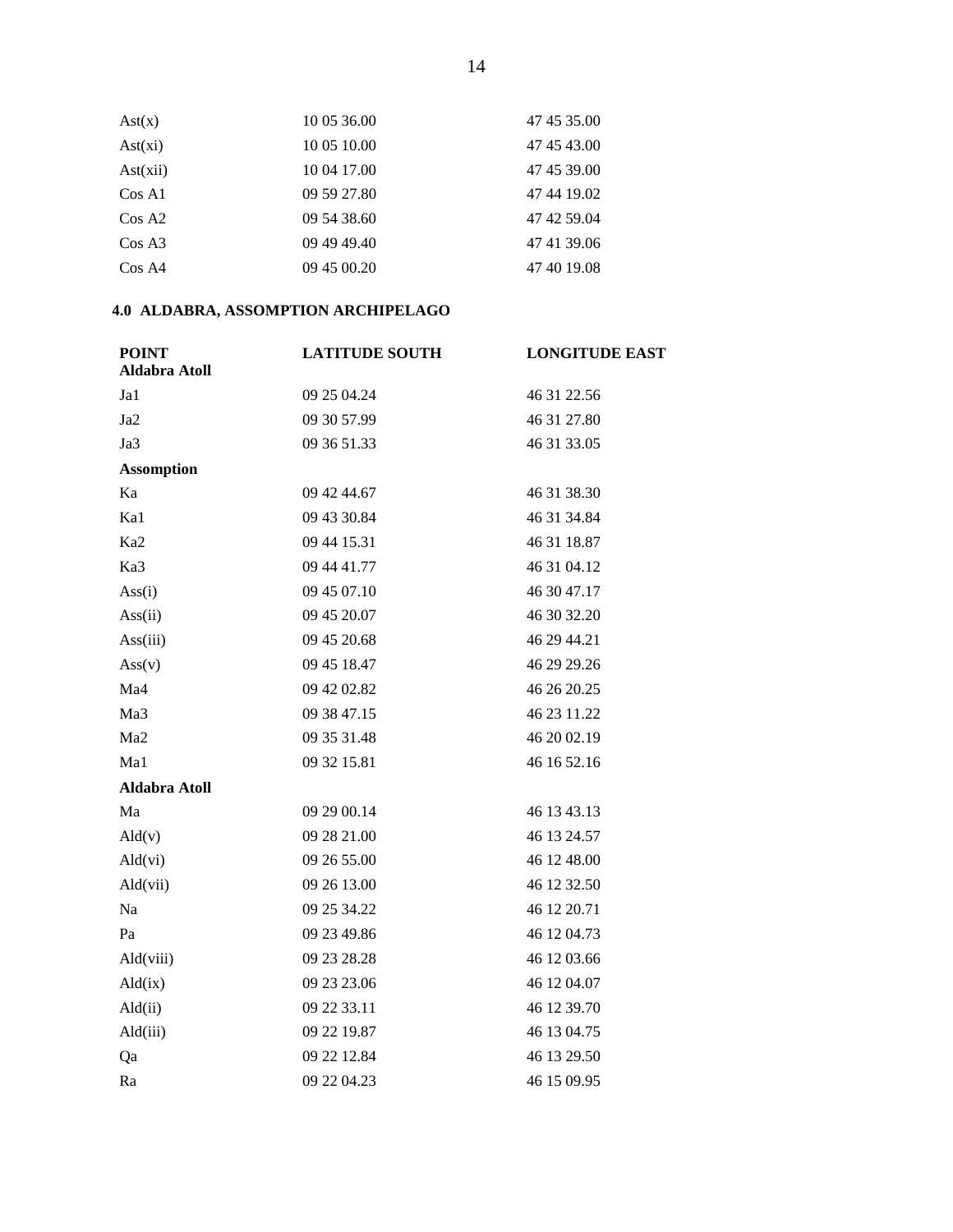| | | |
|---|---|---|
| Ast(x) | 10 05 36.00 | 47 45 35.00 |
| Ast(xi) | 10 05 10.00 | 47 45 43.00 |
| Ast(xii) | 10 04 17.00 | 47 45 39.00 |
| Cos A1 | 09 59 27.80 | 47 44 19.02 |
| Cos A2 | 09 54 38.60 | 47 42 59.04 |
| Cos A3 | 09 49 49.40 | 47 41 39.06 |
| Cos A4 | 09 45 00.20 | 47 40 19.08 |

## 4.0 ALDABRA, ASSOMPTION ARCHIPELAGO

| POINT | LATITUDE SOUTH | LONGITUDE EAST |
|---|---|---|
| **Aldabra Atoll** | | |
| Ja1 | 09 25 04.24 | 46 31 22.56 |
| Ja2 | 09 30 57.99 | 46 31 27.80 |
| Ja3 | 09 36 51.33 | 46 31 33.05 |
| **Assomption** | | |
| Ka | 09 42 44.67 | 46 31 38.30 |
| Ka1 | 09 43 30.84 | 46 31 34.84 |
| Ka2 | 09 44 15.31 | 46 31 18.87 |
| Ka3 | 09 44 41.77 | 46 31 04.12 |
| Ass(i) | 09 45 07.10 | 46 30 47.17 |
| Ass(ii) | 09 45 20.07 | 46 30 32.20 |
| Ass(iii) | 09 45 20.68 | 46 29 44.21 |
| Ass(v) | 09 45 18.47 | 46 29 29.26 |
| Ma4 | 09 42 02.82 | 46 26 20.25 |
| Ma3 | 09 38 47.15 | 46 23 11.22 |
| Ma2 | 09 35 31.48 | 46 20 02.19 |
| Ma1 | 09 32 15.81 | 46 16 52.16 |
| **Aldabra Atoll** | | |
| Ma | 09 29 00.14 | 46 13 43.13 |
| Ald(v) | 09 28 21.00 | 46 13 24.57 |
| Ald(vi) | 09 26 55.00 | 46 12 48.00 |
| Ald(vii) | 09 26 13.00 | 46 12 32.50 |
| Na | 09 25 34.22 | 46 12 20.71 |
| Pa | 09 23 49.86 | 46 12 04.73 |
| Ald(viii) | 09 23 28.28 | 46 12 03.66 |
| Ald(ix) | 09 23 23.06 | 46 12 04.07 |
| Ald(ii) | 09 22 33.11 | 46 12 39.70 |
| Ald(iii) | 09 22 19.87 | 46 13 04.75 |
| Qa | 09 22 12.84 | 46 13 29.50 |
| Ra | 09 22 04.23 | 46 15 09.95 |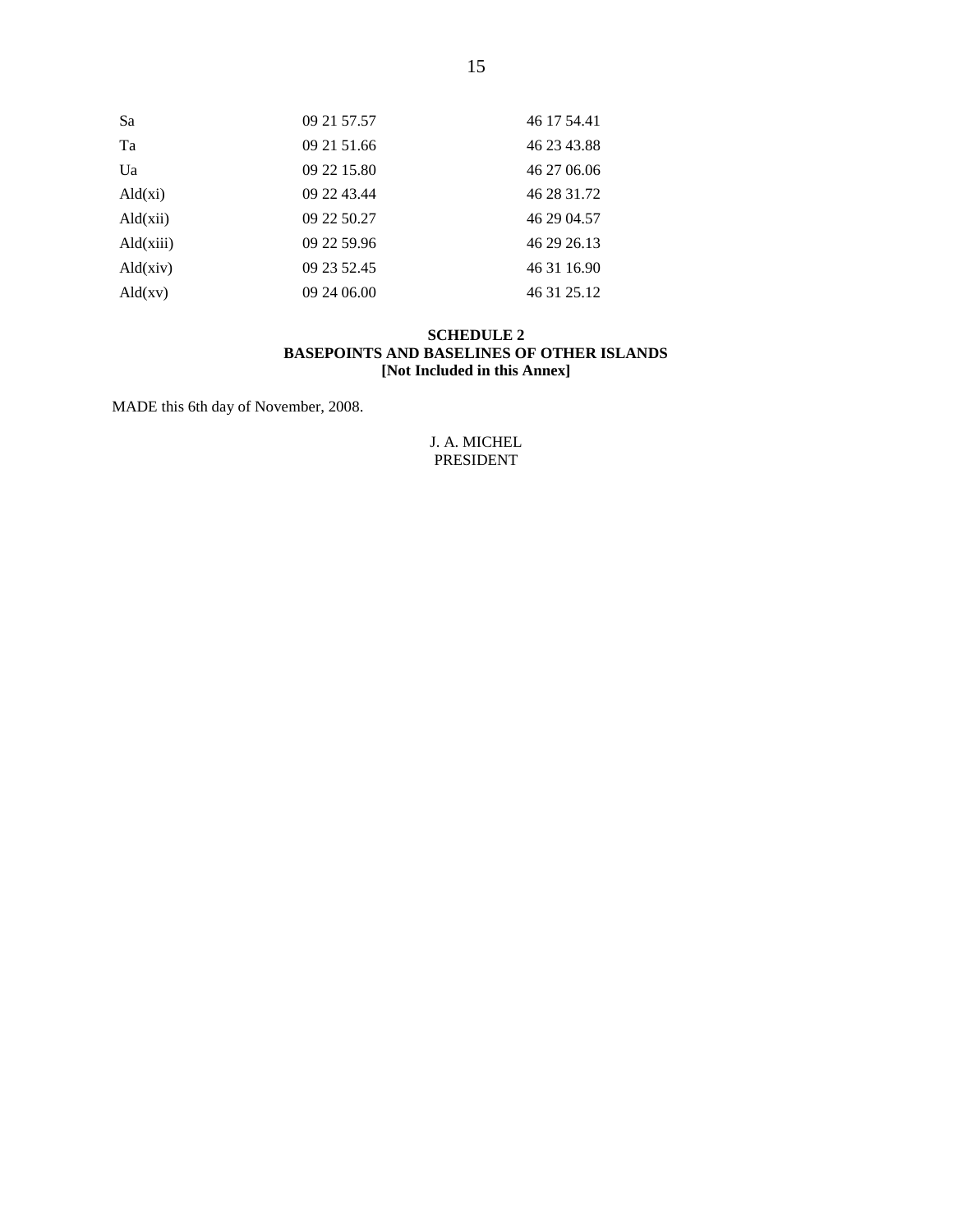| | | |
|---|---|---|
| Sa | 09 21 57.57 | 46 17 54.41 |
| Ta | 09 21 51.66 | 46 23 43.88 |
| Ua | 09 22 15.80 | 46 27 06.06 |
| Ald(xi) | 09 22 43.44 | 46 28 31.72 |
| Ald(xii) | 09 22 50.27 | 46 29 04.57 |
| Ald(xiii) | 09 22 59.96 | 46 29 26.13 |
| Ald(xiv) | 09 23 52.45 | 46 31 16.90 |
| Ald(xv) | 09 24 06.00 | 46 31 25.12 |

**SCHEDULE 2**
**BASEPOINTS AND BASELINES OF OTHER ISLANDS**
**[Not Included in this Annex]**

MADE this 6th day of November, 2008.

J. A. MICHEL
PRESIDENT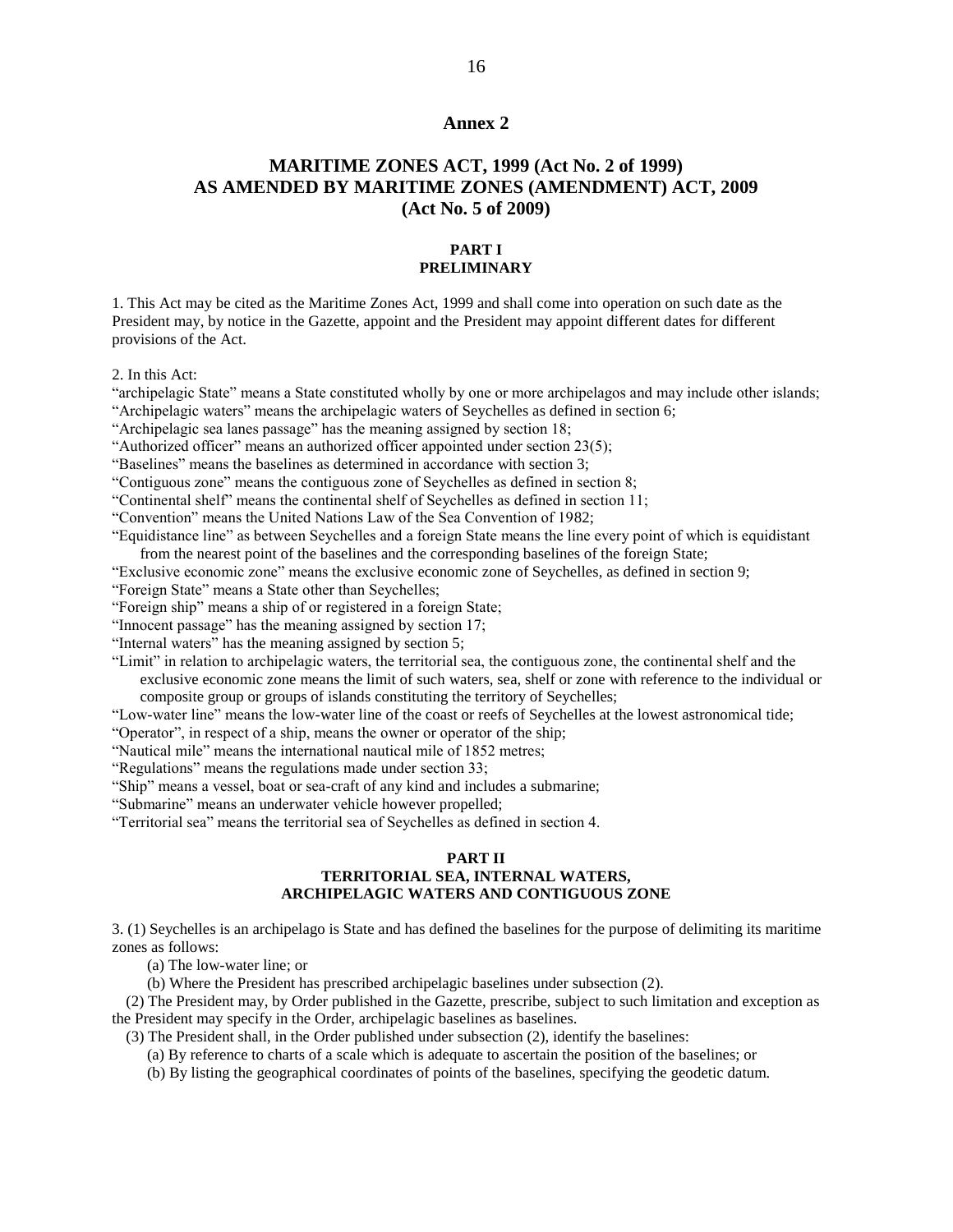## Annex 2

# MARITIME ZONES ACT, 1999 (Act No. 2 of 1999) AS AMENDED BY MARITIME ZONES (AMENDMENT) ACT, 2009 (Act No. 5 of 2009)

### PART I
### PRELIMINARY

1. This Act may be cited as the Maritime Zones Act, 1999 and shall come into operation on such date as the President may, by notice in the Gazette, appoint and the President may appoint different dates for different provisions of the Act.

2. In this Act:

"archipelagic State" means a State constituted wholly by one or more archipelagos and may include other islands;
"Archipelagic waters" means the archipelagic waters of Seychelles as defined in section 6;
"Archipelagic sea lanes passage" has the meaning assigned by section 18;
"Authorized officer" means an authorized officer appointed under section 23(5);
"Baselines" means the baselines as determined in accordance with section 3;
"Contiguous zone" means the contiguous zone of Seychelles as defined in section 8;
"Continental shelf" means the continental shelf of Seychelles as defined in section 11;
"Convention" means the United Nations Law of the Sea Convention of 1982;
"Equidistance line" as between Seychelles and a foreign State means the line every point of which is equidistant from the nearest point of the baselines and the corresponding baselines of the foreign State;
"Exclusive economic zone" means the exclusive economic zone of Seychelles, as defined in section 9;
"Foreign State" means a State other than Seychelles;
"Foreign ship" means a ship of or registered in a foreign State;
"Innocent passage" has the meaning assigned by section 17;
"Internal waters" has the meaning assigned by section 5;
"Limit" in relation to archipelagic waters, the territorial sea, the contiguous zone, the continental shelf and the exclusive economic zone means the limit of such waters, sea, shelf or zone with reference to the individual or composite group or groups of islands constituting the territory of Seychelles;
"Low-water line" means the low-water line of the coast or reefs of Seychelles at the lowest astronomical tide;
"Operator", in respect of a ship, means the owner or operator of the ship;
"Nautical mile" means the international nautical mile of 1852 metres;
"Regulations" means the regulations made under section 33;
"Ship" means a vessel, boat or sea-craft of any kind and includes a submarine;
"Submarine" means an underwater vehicle however propelled;
"Territorial sea" means the territorial sea of Seychelles as defined in section 4.

### PART II
### TERRITORIAL SEA, INTERNAL WATERS, ARCHIPELAGIC WATERS AND CONTIGUOUS ZONE

3. (1) Seychelles is an archipelago is State and has defined the baselines for the purpose of delimiting its maritime zones as follows:

(a) The low-water line; or

(b) Where the President has prescribed archipelagic baselines under subsection (2).

(2) The President may, by Order published in the Gazette, prescribe, subject to such limitation and exception as the President may specify in the Order, archipelagic baselines as baselines.

(3) The President shall, in the Order published under subsection (2), identify the baselines:

(a) By reference to charts of a scale which is adequate to ascertain the position of the baselines; or

(b) By listing the geographical coordinates of points of the baselines, specifying the geodetic datum.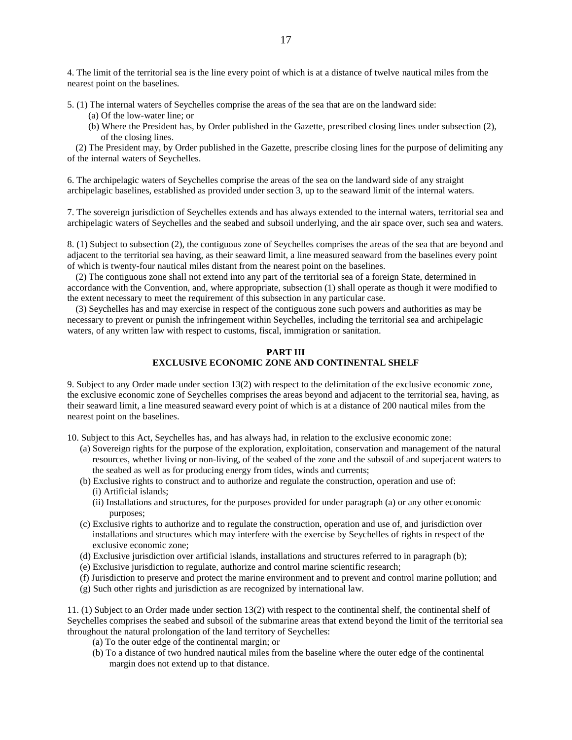4. The limit of the territorial sea is the line every point of which is at a distance of twelve nautical miles from the nearest point on the baselines.

5. (1) The internal waters of Seychelles comprise the areas of the sea that are on the landward side:

   (a) Of the low-water line; or

   (b) Where the President has, by Order published in the Gazette, prescribed closing lines under subsection (2), of the closing lines.

(2) The President may, by Order published in the Gazette, prescribe closing lines for the purpose of delimiting any of the internal waters of Seychelles.

6. The archipelagic waters of Seychelles comprise the areas of the sea on the landward side of any straight archipelagic baselines, established as provided under section 3, up to the seaward limit of the internal waters.

7. The sovereign jurisdiction of Seychelles extends and has always extended to the internal waters, territorial sea and archipelagic waters of Seychelles and the seabed and subsoil underlying, and the air space over, such sea and waters.

8. (1) Subject to subsection (2), the contiguous zone of Seychelles comprises the areas of the sea that are beyond and adjacent to the territorial sea having, as their seaward limit, a line measured seaward from the baselines every point of which is twenty-four nautical miles distant from the nearest point on the baselines.

(2) The contiguous zone shall not extend into any part of the territorial sea of a foreign State, determined in accordance with the Convention, and, where appropriate, subsection (1) shall operate as though it were modified to the extent necessary to meet the requirement of this subsection in any particular case.

(3) Seychelles has and may exercise in respect of the contiguous zone such powers and authorities as may be necessary to prevent or punish the infringement within Seychelles, including the territorial sea and archipelagic waters, of any written law with respect to customs, fiscal, immigration or sanitation.

## PART III
## EXCLUSIVE ECONOMIC ZONE AND CONTINENTAL SHELF

9. Subject to any Order made under section 13(2) with respect to the delimitation of the exclusive economic zone, the exclusive economic zone of Seychelles comprises the areas beyond and adjacent to the territorial sea, having, as their seaward limit, a line measured seaward every point of which is at a distance of 200 nautical miles from the nearest point on the baselines.

10. Subject to this Act, Seychelles has, and has always had, in relation to the exclusive economic zone:

   (a) Sovereign rights for the purpose of the exploration, exploitation, conservation and management of the natural resources, whether living or non-living, of the seabed of the zone and the subsoil of and superjacent waters to the seabed as well as for producing energy from tides, winds and currents;

   (b) Exclusive rights to construct and to authorize and regulate the construction, operation and use of:

      (i) Artificial islands;

      (ii) Installations and structures, for the purposes provided for under paragraph (a) or any other economic purposes;

   (c) Exclusive rights to authorize and to regulate the construction, operation and use of, and jurisdiction over installations and structures which may interfere with the exercise by Seychelles of rights in respect of the exclusive economic zone;

   (d) Exclusive jurisdiction over artificial islands, installations and structures referred to in paragraph (b);

   (e) Exclusive jurisdiction to regulate, authorize and control marine scientific research;

   (f) Jurisdiction to preserve and protect the marine environment and to prevent and control marine pollution; and

   (g) Such other rights and jurisdiction as are recognized by international law.

11. (1) Subject to an Order made under section 13(2) with respect to the continental shelf, the continental shelf of Seychelles comprises the seabed and subsoil of the submarine areas that extend beyond the limit of the territorial sea throughout the natural prolongation of the land territory of Seychelles:

   (a) To the outer edge of the continental margin; or

   (b) To a distance of two hundred nautical miles from the baseline where the outer edge of the continental margin does not extend up to that distance.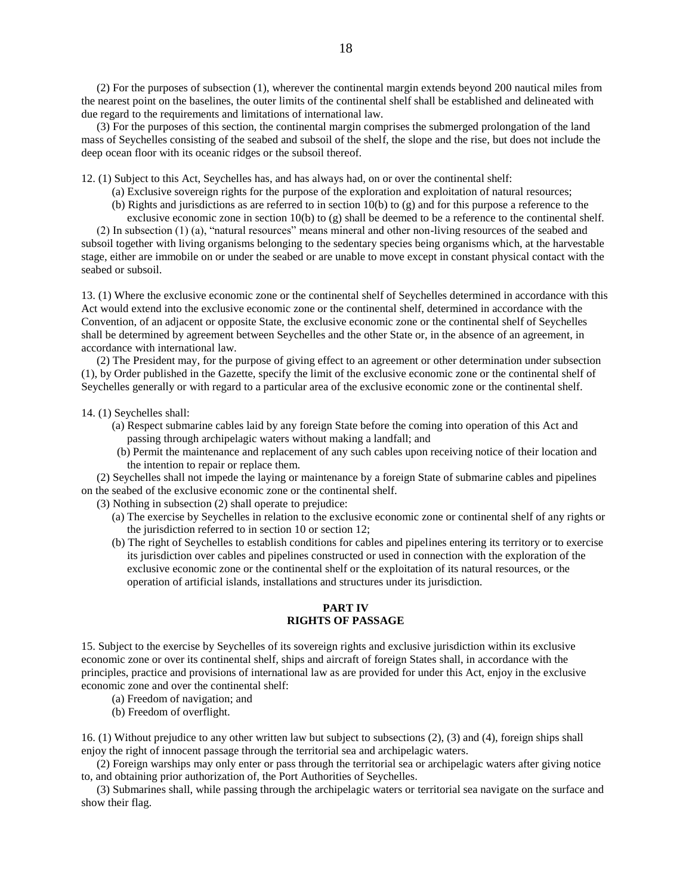(2) For the purposes of subsection (1), wherever the continental margin extends beyond 200 nautical miles from the nearest point on the baselines, the outer limits of the continental shelf shall be established and delineated with due regard to the requirements and limitations of international law.

(3) For the purposes of this section, the continental margin comprises the submerged prolongation of the land mass of Seychelles consisting of the seabed and subsoil of the shelf, the slope and the rise, but does not include the deep ocean floor with its oceanic ridges or the subsoil thereof.

12. (1) Subject to this Act, Seychelles has, and has always had, on or over the continental shelf:

(a) Exclusive sovereign rights for the purpose of the exploration and exploitation of natural resources;

(b) Rights and jurisdictions as are referred to in section 10(b) to (g) and for this purpose a reference to the exclusive economic zone in section 10(b) to (g) shall be deemed to be a reference to the continental shelf.

(2) In subsection (1) (a), "natural resources" means mineral and other non-living resources of the seabed and subsoil together with living organisms belonging to the sedentary species being organisms which, at the harvestable stage, either are immobile on or under the seabed or are unable to move except in constant physical contact with the seabed or subsoil.

13. (1) Where the exclusive economic zone or the continental shelf of Seychelles determined in accordance with this Act would extend into the exclusive economic zone or the continental shelf, determined in accordance with the Convention, of an adjacent or opposite State, the exclusive economic zone or the continental shelf of Seychelles shall be determined by agreement between Seychelles and the other State or, in the absence of an agreement, in accordance with international law.

(2) The President may, for the purpose of giving effect to an agreement or other determination under subsection (1), by Order published in the Gazette, specify the limit of the exclusive economic zone or the continental shelf of Seychelles generally or with regard to a particular area of the exclusive economic zone or the continental shelf.

14. (1) Seychelles shall:

(a) Respect submarine cables laid by any foreign State before the coming into operation of this Act and passing through archipelagic waters without making a landfall; and

(b) Permit the maintenance and replacement of any such cables upon receiving notice of their location and the intention to repair or replace them.

(2) Seychelles shall not impede the laying or maintenance by a foreign State of submarine cables and pipelines on the seabed of the exclusive economic zone or the continental shelf.

(3) Nothing in subsection (2) shall operate to prejudice:

(a) The exercise by Seychelles in relation to the exclusive economic zone or continental shelf of any rights or the jurisdiction referred to in section 10 or section 12;

(b) The right of Seychelles to establish conditions for cables and pipelines entering its territory or to exercise its jurisdiction over cables and pipelines constructed or used in connection with the exploration of the exclusive economic zone or the continental shelf or the exploitation of its natural resources, or the operation of artificial islands, installations and structures under its jurisdiction.

## PART IV
## RIGHTS OF PASSAGE

15. Subject to the exercise by Seychelles of its sovereign rights and exclusive jurisdiction within its exclusive economic zone or over its continental shelf, ships and aircraft of foreign States shall, in accordance with the principles, practice and provisions of international law as are provided for under this Act, enjoy in the exclusive economic zone and over the continental shelf:

(a) Freedom of navigation; and

(b) Freedom of overflight.

16. (1) Without prejudice to any other written law but subject to subsections (2), (3) and (4), foreign ships shall enjoy the right of innocent passage through the territorial sea and archipelagic waters.

(2) Foreign warships may only enter or pass through the territorial sea or archipelagic waters after giving notice to, and obtaining prior authorization of, the Port Authorities of Seychelles.

(3) Submarines shall, while passing through the archipelagic waters or territorial sea navigate on the surface and show their flag.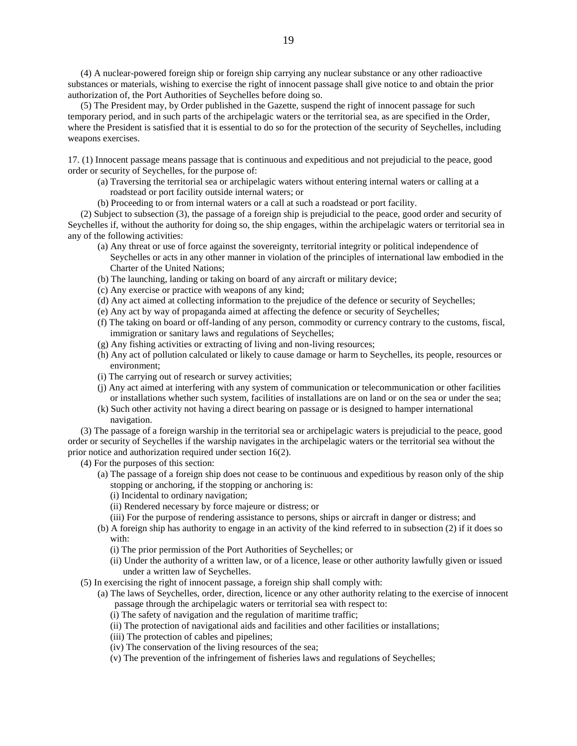(4) A nuclear-powered foreign ship or foreign ship carrying any nuclear substance or any other radioactive substances or materials, wishing to exercise the right of innocent passage shall give notice to and obtain the prior authorization of, the Port Authorities of Seychelles before doing so.

(5) The President may, by Order published in the Gazette, suspend the right of innocent passage for such temporary period, and in such parts of the archipelagic waters or the territorial sea, as are specified in the Order, where the President is satisfied that it is essential to do so for the protection of the security of Seychelles, including weapons exercises.

17. (1) Innocent passage means passage that is continuous and expeditious and not prejudicial to the peace, good order or security of Seychelles, for the purpose of:

- (a) Traversing the territorial sea or archipelagic waters without entering internal waters or calling at a roadstead or port facility outside internal waters; or
- (b) Proceeding to or from internal waters or a call at such a roadstead or port facility.

(2) Subject to subsection (3), the passage of a foreign ship is prejudicial to the peace, good order and security of Seychelles if, without the authority for doing so, the ship engages, within the archipelagic waters or territorial sea in any of the following activities:

- (a) Any threat or use of force against the sovereignty, territorial integrity or political independence of Seychelles or acts in any other manner in violation of the principles of international law embodied in the Charter of the United Nations;
- (b) The launching, landing or taking on board of any aircraft or military device;
- (c) Any exercise or practice with weapons of any kind;
- (d) Any act aimed at collecting information to the prejudice of the defence or security of Seychelles;
- (e) Any act by way of propaganda aimed at affecting the defence or security of Seychelles;
- (f) The taking on board or off-landing of any person, commodity or currency contrary to the customs, fiscal, immigration or sanitary laws and regulations of Seychelles;
- (g) Any fishing activities or extracting of living and non-living resources;
- (h) Any act of pollution calculated or likely to cause damage or harm to Seychelles, its people, resources or environment;
- (i) The carrying out of research or survey activities;
- (j) Any act aimed at interfering with any system of communication or telecommunication or other facilities or installations whether such system, facilities of installations are on land or on the sea or under the sea;
- (k) Such other activity not having a direct bearing on passage or is designed to hamper international navigation.

(3) The passage of a foreign warship in the territorial sea or archipelagic waters is prejudicial to the peace, good order or security of Seychelles if the warship navigates in the archipelagic waters or the territorial sea without the prior notice and authorization required under section 16(2).

(4) For the purposes of this section:

- (a) The passage of a foreign ship does not cease to be continuous and expeditious by reason only of the ship stopping or anchoring, if the stopping or anchoring is:
  - (i) Incidental to ordinary navigation;
  - (ii) Rendered necessary by force majeure or distress; or
  - (iii) For the purpose of rendering assistance to persons, ships or aircraft in danger or distress; and
- (b) A foreign ship has authority to engage in an activity of the kind referred to in subsection (2) if it does so with:
  - (i) The prior permission of the Port Authorities of Seychelles; or
  - (ii) Under the authority of a written law, or of a licence, lease or other authority lawfully given or issued under a written law of Seychelles.

(5) In exercising the right of innocent passage, a foreign ship shall comply with:

- (a) The laws of Seychelles, order, direction, licence or any other authority relating to the exercise of innocent passage through the archipelagic waters or territorial sea with respect to:
  - (i) The safety of navigation and the regulation of maritime traffic;
  - (ii) The protection of navigational aids and facilities and other facilities or installations;
  - (iii) The protection of cables and pipelines;
  - (iv) The conservation of the living resources of the sea;
  - (v) The prevention of the infringement of fisheries laws and regulations of Seychelles;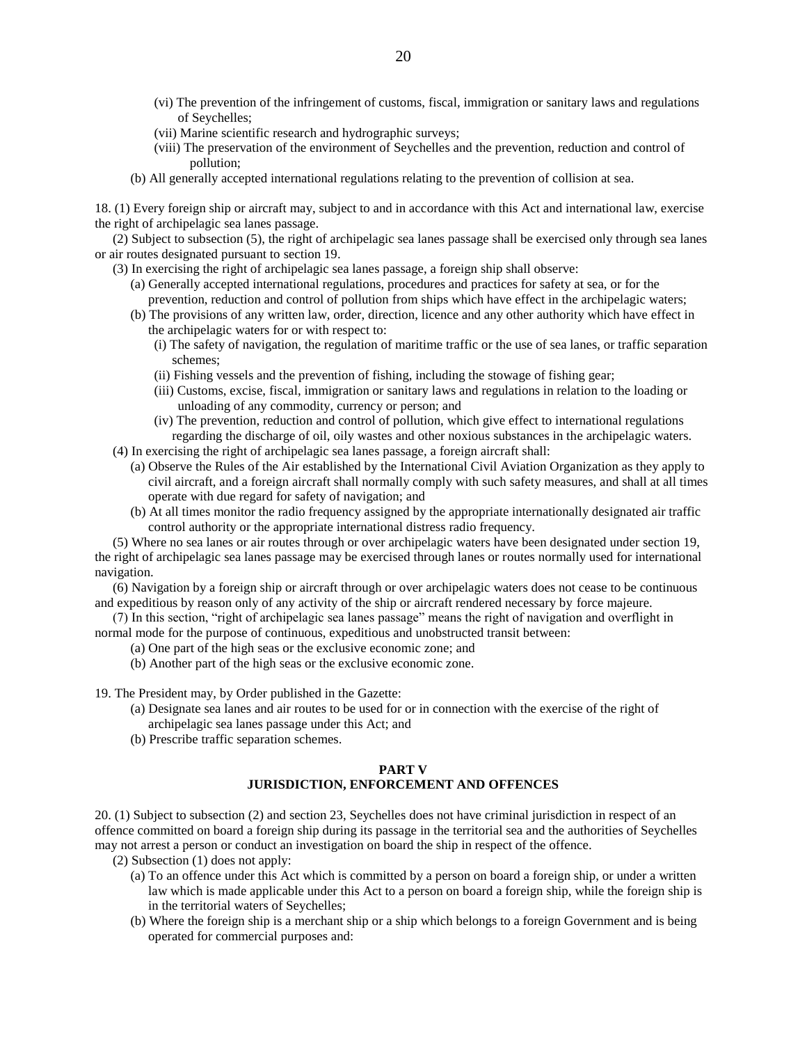(vi) The prevention of the infringement of customs, fiscal, immigration or sanitary laws and regulations of Seychelles;

(vii) Marine scientific research and hydrographic surveys;

(viii) The preservation of the environment of Seychelles and the prevention, reduction and control of pollution;

(b) All generally accepted international regulations relating to the prevention of collision at sea.

18. (1) Every foreign ship or aircraft may, subject to and in accordance with this Act and international law, exercise the right of archipelagic sea lanes passage.

(2) Subject to subsection (5), the right of archipelagic sea lanes passage shall be exercised only through sea lanes or air routes designated pursuant to section 19.

(3) In exercising the right of archipelagic sea lanes passage, a foreign ship shall observe:

(a) Generally accepted international regulations, procedures and practices for safety at sea, or for the prevention, reduction and control of pollution from ships which have effect in the archipelagic waters;

(b) The provisions of any written law, order, direction, licence and any other authority which have effect in the archipelagic waters for or with respect to:

(i) The safety of navigation, the regulation of maritime traffic or the use of sea lanes, or traffic separation schemes;

(ii) Fishing vessels and the prevention of fishing, including the stowage of fishing gear;

(iii) Customs, excise, fiscal, immigration or sanitary laws and regulations in relation to the loading or unloading of any commodity, currency or person; and

(iv) The prevention, reduction and control of pollution, which give effect to international regulations regarding the discharge of oil, oily wastes and other noxious substances in the archipelagic waters.

(4) In exercising the right of archipelagic sea lanes passage, a foreign aircraft shall:

(a) Observe the Rules of the Air established by the International Civil Aviation Organization as they apply to civil aircraft, and a foreign aircraft shall normally comply with such safety measures, and shall at all times operate with due regard for safety of navigation; and

(b) At all times monitor the radio frequency assigned by the appropriate internationally designated air traffic control authority or the appropriate international distress radio frequency.

(5) Where no sea lanes or air routes through or over archipelagic waters have been designated under section 19, the right of archipelagic sea lanes passage may be exercised through lanes or routes normally used for international navigation.

(6) Navigation by a foreign ship or aircraft through or over archipelagic waters does not cease to be continuous and expeditious by reason only of any activity of the ship or aircraft rendered necessary by force majeure.

(7) In this section, "right of archipelagic sea lanes passage" means the right of navigation and overflight in normal mode for the purpose of continuous, expeditious and unobstructed transit between:

(a) One part of the high seas or the exclusive economic zone; and

(b) Another part of the high seas or the exclusive economic zone.

19. The President may, by Order published in the Gazette:

(a) Designate sea lanes and air routes to be used for or in connection with the exercise of the right of archipelagic sea lanes passage under this Act; and

(b) Prescribe traffic separation schemes.

## PART V
## JURISDICTION, ENFORCEMENT AND OFFENCES

20. (1) Subject to subsection (2) and section 23, Seychelles does not have criminal jurisdiction in respect of an offence committed on board a foreign ship during its passage in the territorial sea and the authorities of Seychelles may not arrest a person or conduct an investigation on board the ship in respect of the offence.

(2) Subsection (1) does not apply:

(a) To an offence under this Act which is committed by a person on board a foreign ship, or under a written law which is made applicable under this Act to a person on board a foreign ship, while the foreign ship is in the territorial waters of Seychelles;

(b) Where the foreign ship is a merchant ship or a ship which belongs to a foreign Government and is being operated for commercial purposes and: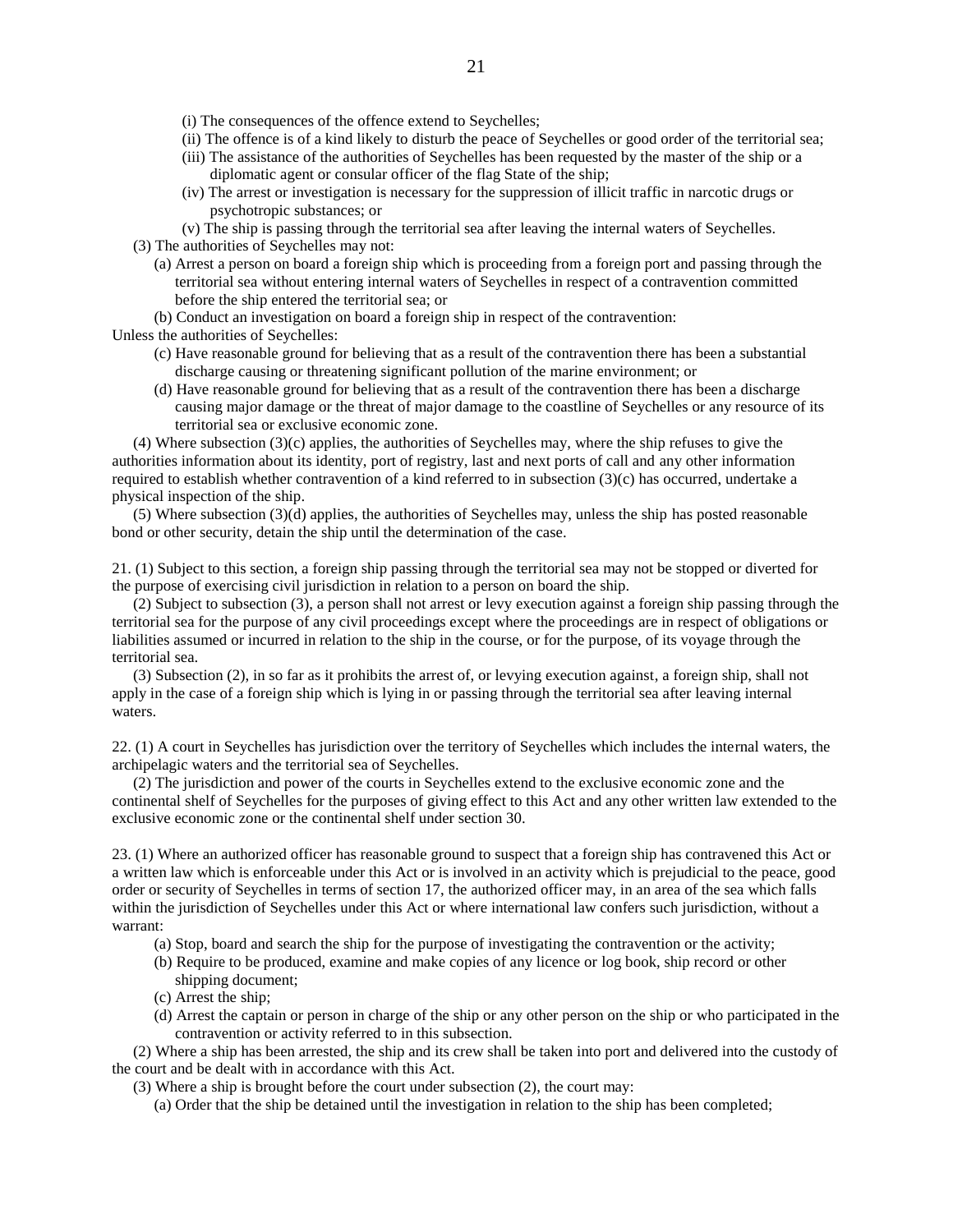(i) The consequences of the offence extend to Seychelles;

(ii) The offence is of a kind likely to disturb the peace of Seychelles or good order of the territorial sea;

(iii) The assistance of the authorities of Seychelles has been requested by the master of the ship or a diplomatic agent or consular officer of the flag State of the ship;

(iv) The arrest or investigation is necessary for the suppression of illicit traffic in narcotic drugs or psychotropic substances; or

(v) The ship is passing through the territorial sea after leaving the internal waters of Seychelles.

(3) The authorities of Seychelles may not:

(a) Arrest a person on board a foreign ship which is proceeding from a foreign port and passing through the territorial sea without entering internal waters of Seychelles in respect of a contravention committed before the ship entered the territorial sea; or

(b) Conduct an investigation on board a foreign ship in respect of the contravention:

Unless the authorities of Seychelles:

(c) Have reasonable ground for believing that as a result of the contravention there has been a substantial discharge causing or threatening significant pollution of the marine environment; or

(d) Have reasonable ground for believing that as a result of the contravention there has been a discharge causing major damage or the threat of major damage to the coastline of Seychelles or any resource of its territorial sea or exclusive economic zone.

(4) Where subsection (3)(c) applies, the authorities of Seychelles may, where the ship refuses to give the authorities information about its identity, port of registry, last and next ports of call and any other information required to establish whether contravention of a kind referred to in subsection (3)(c) has occurred, undertake a physical inspection of the ship.

(5) Where subsection (3)(d) applies, the authorities of Seychelles may, unless the ship has posted reasonable bond or other security, detain the ship until the determination of the case.

21. (1) Subject to this section, a foreign ship passing through the territorial sea may not be stopped or diverted for the purpose of exercising civil jurisdiction in relation to a person on board the ship.

(2) Subject to subsection (3), a person shall not arrest or levy execution against a foreign ship passing through the territorial sea for the purpose of any civil proceedings except where the proceedings are in respect of obligations or liabilities assumed or incurred in relation to the ship in the course, or for the purpose, of its voyage through the territorial sea.

(3) Subsection (2), in so far as it prohibits the arrest of, or levying execution against, a foreign ship, shall not apply in the case of a foreign ship which is lying in or passing through the territorial sea after leaving internal waters.

22. (1) A court in Seychelles has jurisdiction over the territory of Seychelles which includes the internal waters, the archipelagic waters and the territorial sea of Seychelles.

(2) The jurisdiction and power of the courts in Seychelles extend to the exclusive economic zone and the continental shelf of Seychelles for the purposes of giving effect to this Act and any other written law extended to the exclusive economic zone or the continental shelf under section 30.

23. (1) Where an authorized officer has reasonable ground to suspect that a foreign ship has contravened this Act or a written law which is enforceable under this Act or is involved in an activity which is prejudicial to the peace, good order or security of Seychelles in terms of section 17, the authorized officer may, in an area of the sea which falls within the jurisdiction of Seychelles under this Act or where international law confers such jurisdiction, without a warrant:

(a) Stop, board and search the ship for the purpose of investigating the contravention or the activity;

(b) Require to be produced, examine and make copies of any licence or log book, ship record or other shipping document;

(c) Arrest the ship;

(d) Arrest the captain or person in charge of the ship or any other person on the ship or who participated in the contravention or activity referred to in this subsection.

(2) Where a ship has been arrested, the ship and its crew shall be taken into port and delivered into the custody of the court and be dealt with in accordance with this Act.

(3) Where a ship is brought before the court under subsection (2), the court may:

(a) Order that the ship be detained until the investigation in relation to the ship has been completed;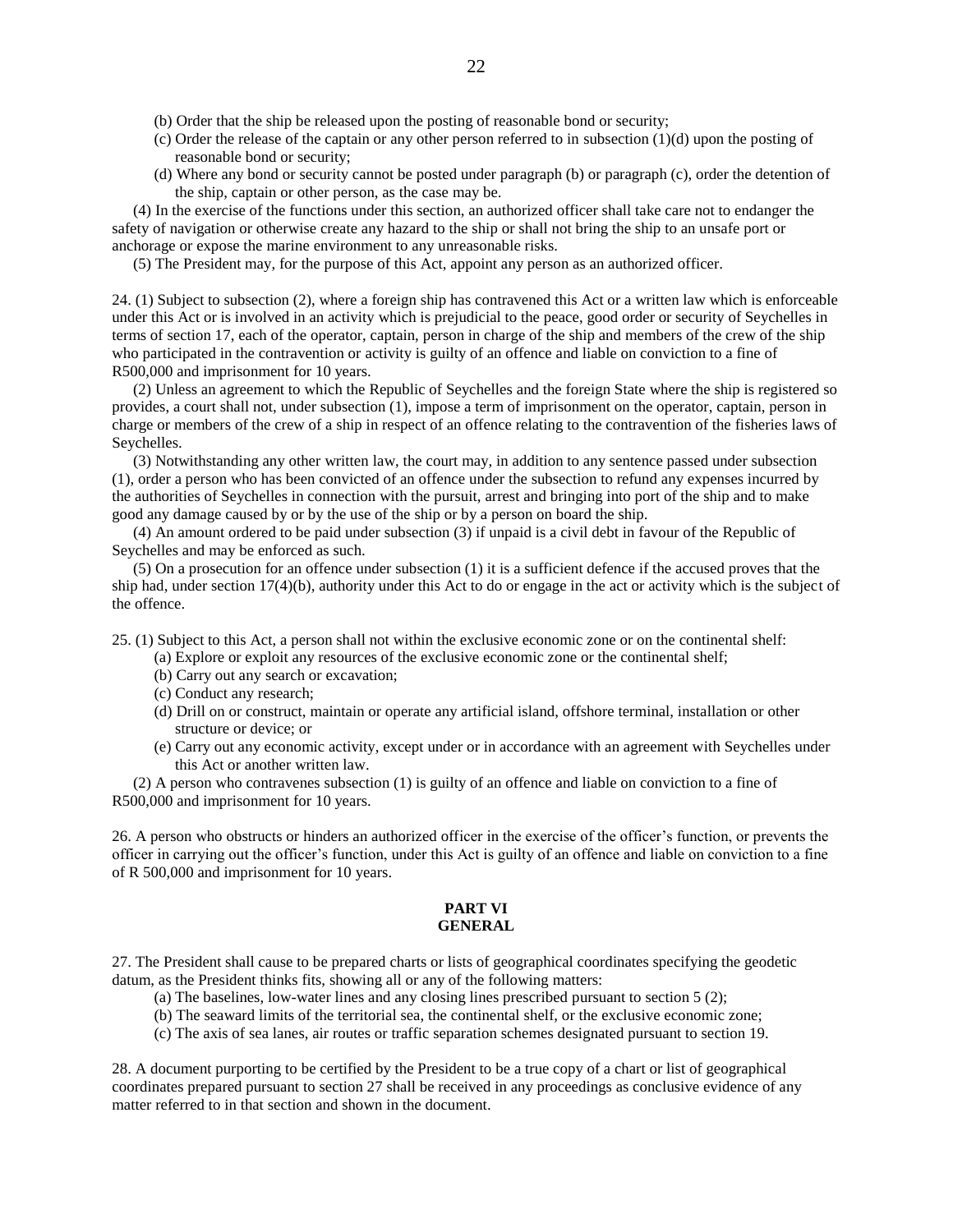(b) Order that the ship be released upon the posting of reasonable bond or security;

(c) Order the release of the captain or any other person referred to in subsection (1)(d) upon the posting of reasonable bond or security;

(d) Where any bond or security cannot be posted under paragraph (b) or paragraph (c), order the detention of the ship, captain or other person, as the case may be.

(4) In the exercise of the functions under this section, an authorized officer shall take care not to endanger the safety of navigation or otherwise create any hazard to the ship or shall not bring the ship to an unsafe port or anchorage or expose the marine environment to any unreasonable risks.

(5) The President may, for the purpose of this Act, appoint any person as an authorized officer.

24. (1) Subject to subsection (2), where a foreign ship has contravened this Act or a written law which is enforceable under this Act or is involved in an activity which is prejudicial to the peace, good order or security of Seychelles in terms of section 17, each of the operator, captain, person in charge of the ship and members of the crew of the ship who participated in the contravention or activity is guilty of an offence and liable on conviction to a fine of R500,000 and imprisonment for 10 years.

(2) Unless an agreement to which the Republic of Seychelles and the foreign State where the ship is registered so provides, a court shall not, under subsection (1), impose a term of imprisonment on the operator, captain, person in charge or members of the crew of a ship in respect of an offence relating to the contravention of the fisheries laws of Seychelles.

(3) Notwithstanding any other written law, the court may, in addition to any sentence passed under subsection (1), order a person who has been convicted of an offence under the subsection to refund any expenses incurred by the authorities of Seychelles in connection with the pursuit, arrest and bringing into port of the ship and to make good any damage caused by or by the use of the ship or by a person on board the ship.

(4) An amount ordered to be paid under subsection (3) if unpaid is a civil debt in favour of the Republic of Seychelles and may be enforced as such.

(5) On a prosecution for an offence under subsection (1) it is a sufficient defence if the accused proves that the ship had, under section 17(4)(b), authority under this Act to do or engage in the act or activity which is the subject of the offence.

25. (1) Subject to this Act, a person shall not within the exclusive economic zone or on the continental shelf:

(a) Explore or exploit any resources of the exclusive economic zone or the continental shelf;

(b) Carry out any search or excavation;

(c) Conduct any research;

(d) Drill on or construct, maintain or operate any artificial island, offshore terminal, installation or other structure or device; or

(e) Carry out any economic activity, except under or in accordance with an agreement with Seychelles under this Act or another written law.

(2) A person who contravenes subsection (1) is guilty of an offence and liable on conviction to a fine of R500,000 and imprisonment for 10 years.

26. A person who obstructs or hinders an authorized officer in the exercise of the officer's function, or prevents the officer in carrying out the officer's function, under this Act is guilty of an offence and liable on conviction to a fine of R 500,000 and imprisonment for 10 years.

## PART VI
## GENERAL

27. The President shall cause to be prepared charts or lists of geographical coordinates specifying the geodetic datum, as the President thinks fits, showing all or any of the following matters:

(a) The baselines, low-water lines and any closing lines prescribed pursuant to section 5 (2);

(b) The seaward limits of the territorial sea, the continental shelf, or the exclusive economic zone;

(c) The axis of sea lanes, air routes or traffic separation schemes designated pursuant to section 19.

28. A document purporting to be certified by the President to be a true copy of a chart or list of geographical coordinates prepared pursuant to section 27 shall be received in any proceedings as conclusive evidence of any matter referred to in that section and shown in the document.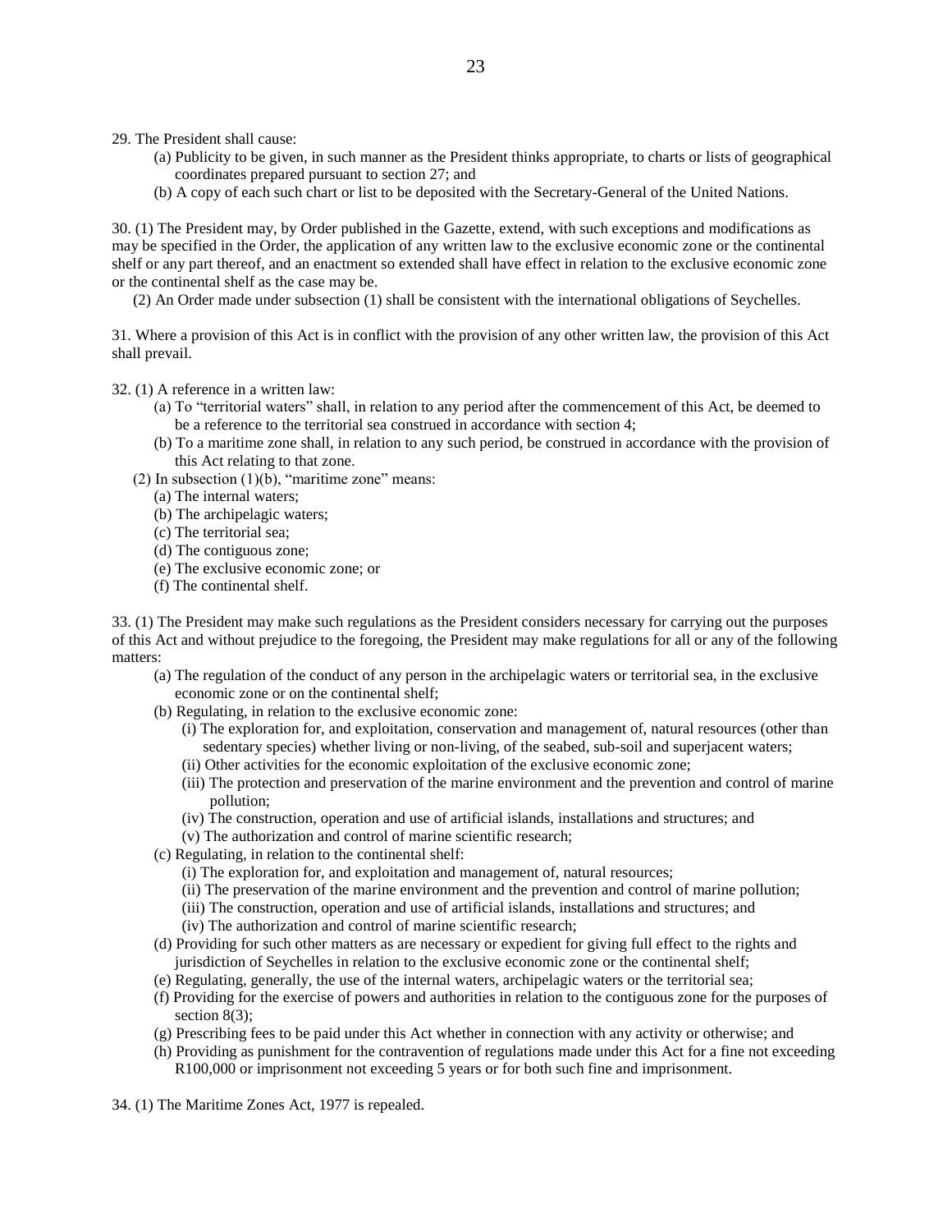29. The President shall cause:

(a) Publicity to be given, in such manner as the President thinks appropriate, to charts or lists of geographical coordinates prepared pursuant to section 27; and

(b) A copy of each such chart or list to be deposited with the Secretary-General of the United Nations.

30. (1) The President may, by Order published in the Gazette, extend, with such exceptions and modifications as may be specified in the Order, the application of any written law to the exclusive economic zone or the continental shelf or any part thereof, and an enactment so extended shall have effect in relation to the exclusive economic zone or the continental shelf as the case may be.

(2) An Order made under subsection (1) shall be consistent with the international obligations of Seychelles.

31. Where a provision of this Act is in conflict with the provision of any other written law, the provision of this Act shall prevail.

32. (1) A reference in a written law:

(a) To "territorial waters" shall, in relation to any period after the commencement of this Act, be deemed to be a reference to the territorial sea construed in accordance with section 4;

(b) To a maritime zone shall, in relation to any such period, be construed in accordance with the provision of this Act relating to that zone.

(2) In subsection (1)(b), "maritime zone" means:

(a) The internal waters;

(b) The archipelagic waters;

(c) The territorial sea;

(d) The contiguous zone;

(e) The exclusive economic zone; or

(f) The continental shelf.

33. (1) The President may make such regulations as the President considers necessary for carrying out the purposes of this Act and without prejudice to the foregoing, the President may make regulations for all or any of the following matters:

(a) The regulation of the conduct of any person in the archipelagic waters or territorial sea, in the exclusive economic zone or on the continental shelf;

(b) Regulating, in relation to the exclusive economic zone:

(i) The exploration for, and exploitation, conservation and management of, natural resources (other than sedentary species) whether living or non-living, of the seabed, sub-soil and superjacent waters;

(ii) Other activities for the economic exploitation of the exclusive economic zone;

(iii) The protection and preservation of the marine environment and the prevention and control of marine pollution;

(iv) The construction, operation and use of artificial islands, installations and structures; and

(v) The authorization and control of marine scientific research;

(c) Regulating, in relation to the continental shelf:

(i) The exploration for, and exploitation and management of, natural resources;

(ii) The preservation of the marine environment and the prevention and control of marine pollution;

(iii) The construction, operation and use of artificial islands, installations and structures; and

(iv) The authorization and control of marine scientific research;

(d) Providing for such other matters as are necessary or expedient for giving full effect to the rights and jurisdiction of Seychelles in relation to the exclusive economic zone or the continental shelf;

(e) Regulating, generally, the use of the internal waters, archipelagic waters or the territorial sea;

(f) Providing for the exercise of powers and authorities in relation to the contiguous zone for the purposes of section 8(3);

(g) Prescribing fees to be paid under this Act whether in connection with any activity or otherwise; and

(h) Providing as punishment for the contravention of regulations made under this Act for a fine not exceeding R100,000 or imprisonment not exceeding 5 years or for both such fine and imprisonment.

34. (1) The Maritime Zones Act, 1977 is repealed.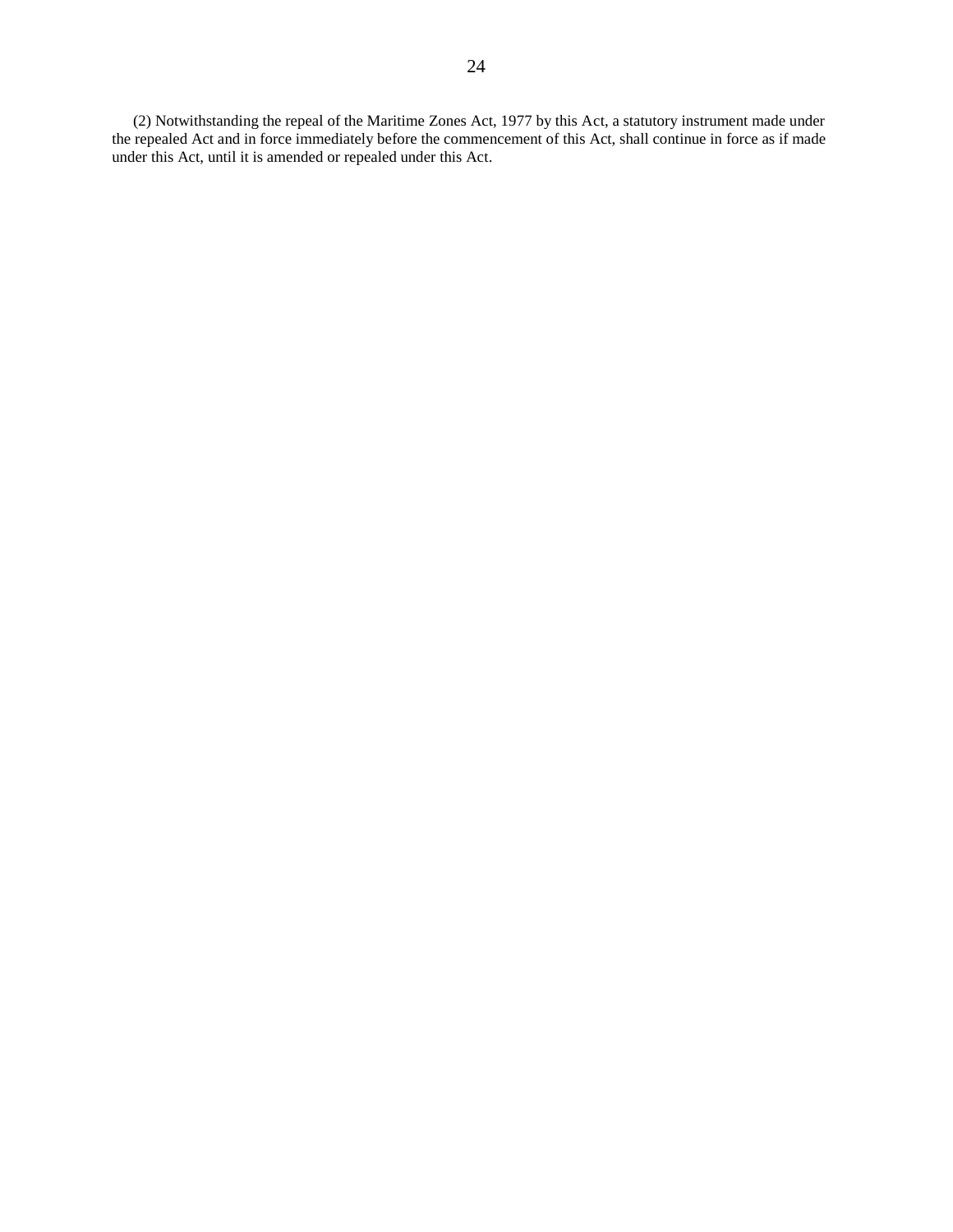(2) Notwithstanding the repeal of the Maritime Zones Act, 1977 by this Act, a statutory instrument made under the repealed Act and in force immediately before the commencement of this Act, shall continue in force as if made under this Act, until it is amended or repealed under this Act.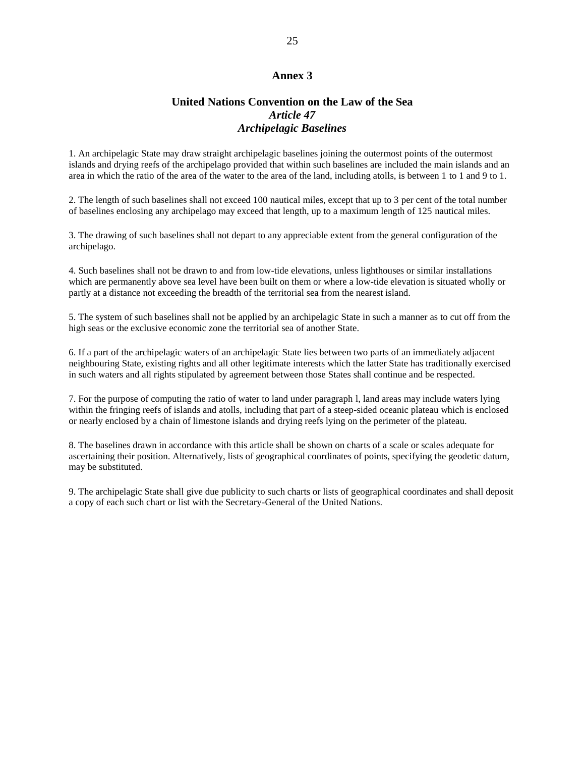# Annex 3

## United Nations Convention on the Law of the Sea

### *Article 47*

### *Archipelagic Baselines*

1. An archipelagic State may draw straight archipelagic baselines joining the outermost points of the outermost islands and drying reefs of the archipelago provided that within such baselines are included the main islands and an area in which the ratio of the area of the water to the area of the land, including atolls, is between 1 to 1 and 9 to 1.

2. The length of such baselines shall not exceed 100 nautical miles, except that up to 3 per cent of the total number of baselines enclosing any archipelago may exceed that length, up to a maximum length of 125 nautical miles.

3. The drawing of such baselines shall not depart to any appreciable extent from the general configuration of the archipelago.

4. Such baselines shall not be drawn to and from low-tide elevations, unless lighthouses or similar installations which are permanently above sea level have been built on them or where a low-tide elevation is situated wholly or partly at a distance not exceeding the breadth of the territorial sea from the nearest island.

5. The system of such baselines shall not be applied by an archipelagic State in such a manner as to cut off from the high seas or the exclusive economic zone the territorial sea of another State.

6. If a part of the archipelagic waters of an archipelagic State lies between two parts of an immediately adjacent neighbouring State, existing rights and all other legitimate interests which the latter State has traditionally exercised in such waters and all rights stipulated by agreement between those States shall continue and be respected.

7. For the purpose of computing the ratio of water to land under paragraph l, land areas may include waters lying within the fringing reefs of islands and atolls, including that part of a steep-sided oceanic plateau which is enclosed or nearly enclosed by a chain of limestone islands and drying reefs lying on the perimeter of the plateau.

8. The baselines drawn in accordance with this article shall be shown on charts of a scale or scales adequate for ascertaining their position. Alternatively, lists of geographical coordinates of points, specifying the geodetic datum, may be substituted.

9. The archipelagic State shall give due publicity to such charts or lists of geographical coordinates and shall deposit a copy of each such chart or list with the Secretary-General of the United Nations.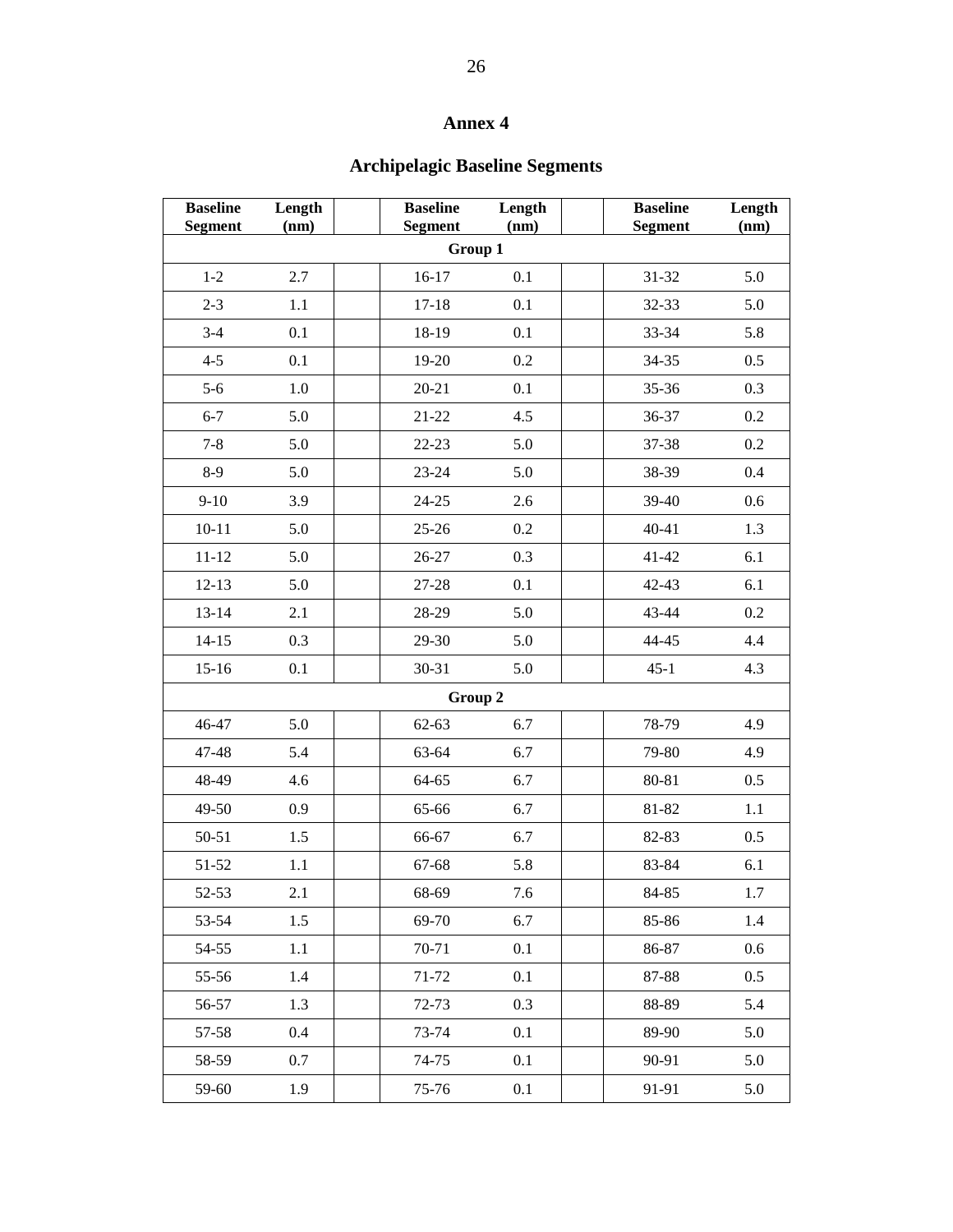# Annex 4

## Archipelagic Baseline Segments

| Baseline Segment | Length (nm) | | Baseline Segment | Length (nm) | | Baseline Segment | Length (nm) |
|---|---|---|---|---|---|---|---|
| **Group 1** | | | | | | | |
| 1-2 | 2.7 | | 16-17 | 0.1 | | 31-32 | 5.0 |
| 2-3 | 1.1 | | 17-18 | 0.1 | | 32-33 | 5.0 |
| 3-4 | 0.1 | | 18-19 | 0.1 | | 33-34 | 5.8 |
| 4-5 | 0.1 | | 19-20 | 0.2 | | 34-35 | 0.5 |
| 5-6 | 1.0 | | 20-21 | 0.1 | | 35-36 | 0.3 |
| 6-7 | 5.0 | | 21-22 | 4.5 | | 36-37 | 0.2 |
| 7-8 | 5.0 | | 22-23 | 5.0 | | 37-38 | 0.2 |
| 8-9 | 5.0 | | 23-24 | 5.0 | | 38-39 | 0.4 |
| 9-10 | 3.9 | | 24-25 | 2.6 | | 39-40 | 0.6 |
| 10-11 | 5.0 | | 25-26 | 0.2 | | 40-41 | 1.3 |
| 11-12 | 5.0 | | 26-27 | 0.3 | | 41-42 | 6.1 |
| 12-13 | 5.0 | | 27-28 | 0.1 | | 42-43 | 6.1 |
| 13-14 | 2.1 | | 28-29 | 5.0 | | 43-44 | 0.2 |
| 14-15 | 0.3 | | 29-30 | 5.0 | | 44-45 | 4.4 |
| 15-16 | 0.1 | | 30-31 | 5.0 | | 45-1 | 4.3 |
| **Group 2** | | | | | | | |
| 46-47 | 5.0 | | 62-63 | 6.7 | | 78-79 | 4.9 |
| 47-48 | 5.4 | | 63-64 | 6.7 | | 79-80 | 4.9 |
| 48-49 | 4.6 | | 64-65 | 6.7 | | 80-81 | 0.5 |
| 49-50 | 0.9 | | 65-66 | 6.7 | | 81-82 | 1.1 |
| 50-51 | 1.5 | | 66-67 | 6.7 | | 82-83 | 0.5 |
| 51-52 | 1.1 | | 67-68 | 5.8 | | 83-84 | 6.1 |
| 52-53 | 2.1 | | 68-69 | 7.6 | | 84-85 | 1.7 |
| 53-54 | 1.5 | | 69-70 | 6.7 | | 85-86 | 1.4 |
| 54-55 | 1.1 | | 70-71 | 0.1 | | 86-87 | 0.6 |
| 55-56 | 1.4 | | 71-72 | 0.1 | | 87-88 | 0.5 |
| 56-57 | 1.3 | | 72-73 | 0.3 | | 88-89 | 5.4 |
| 57-58 | 0.4 | | 73-74 | 0.1 | | 89-90 | 5.0 |
| 58-59 | 0.7 | | 74-75 | 0.1 | | 90-91 | 5.0 |
| 59-60 | 1.9 | | 75-76 | 0.1 | | 91-91 | 5.0 |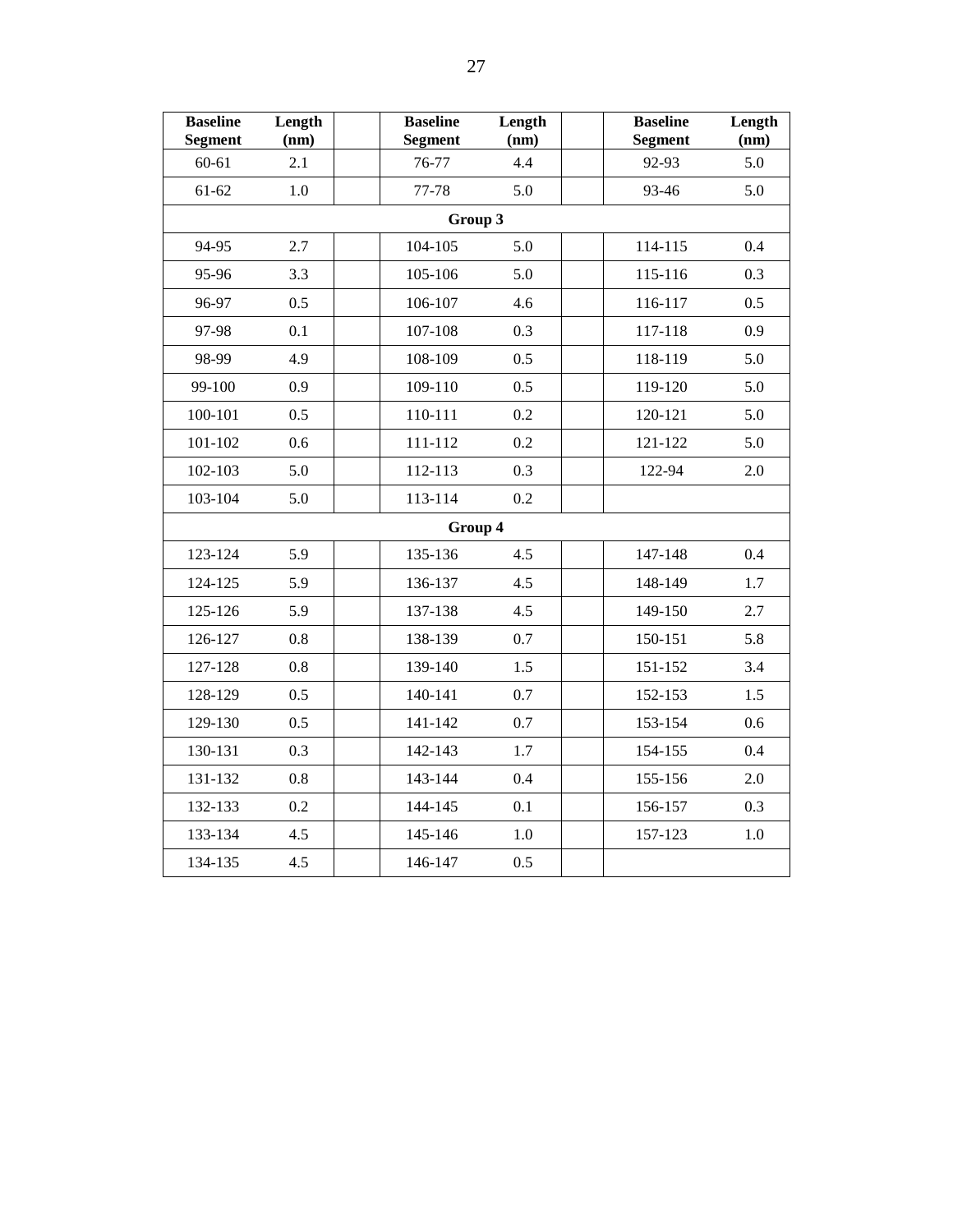| Baseline Segment | Length (nm) | | Baseline Segment | Length (nm) | | Baseline Segment | Length (nm) |
|---|---|---|---|---|---|---|---|
| 60-61 | 2.1 | | 76-77 | 4.4 | | 92-93 | 5.0 |
| 61-62 | 1.0 | | 77-78 | 5.0 | | 93-46 | 5.0 |
| | | | **Group 3** | | | | |
| 94-95 | 2.7 | | 104-105 | 5.0 | | 114-115 | 0.4 |
| 95-96 | 3.3 | | 105-106 | 5.0 | | 115-116 | 0.3 |
| 96-97 | 0.5 | | 106-107 | 4.6 | | 116-117 | 0.5 |
| 97-98 | 0.1 | | 107-108 | 0.3 | | 117-118 | 0.9 |
| 98-99 | 4.9 | | 108-109 | 0.5 | | 118-119 | 5.0 |
| 99-100 | 0.9 | | 109-110 | 0.5 | | 119-120 | 5.0 |
| 100-101 | 0.5 | | 110-111 | 0.2 | | 120-121 | 5.0 |
| 101-102 | 0.6 | | 111-112 | 0.2 | | 121-122 | 5.0 |
| 102-103 | 5.0 | | 112-113 | 0.3 | | 122-94 | 2.0 |
| 103-104 | 5.0 | | 113-114 | 0.2 | | | |
| | | | **Group 4** | | | | |
| 123-124 | 5.9 | | 135-136 | 4.5 | | 147-148 | 0.4 |
| 124-125 | 5.9 | | 136-137 | 4.5 | | 148-149 | 1.7 |
| 125-126 | 5.9 | | 137-138 | 4.5 | | 149-150 | 2.7 |
| 126-127 | 0.8 | | 138-139 | 0.7 | | 150-151 | 5.8 |
| 127-128 | 0.8 | | 139-140 | 1.5 | | 151-152 | 3.4 |
| 128-129 | 0.5 | | 140-141 | 0.7 | | 152-153 | 1.5 |
| 129-130 | 0.5 | | 141-142 | 0.7 | | 153-154 | 0.6 |
| 130-131 | 0.3 | | 142-143 | 1.7 | | 154-155 | 0.4 |
| 131-132 | 0.8 | | 143-144 | 0.4 | | 155-156 | 2.0 |
| 132-133 | 0.2 | | 144-145 | 0.1 | | 156-157 | 0.3 |
| 133-134 | 4.5 | | 145-146 | 1.0 | | 157-123 | 1.0 |
| 134-135 | 4.5 | | 146-147 | 0.5 | | | |